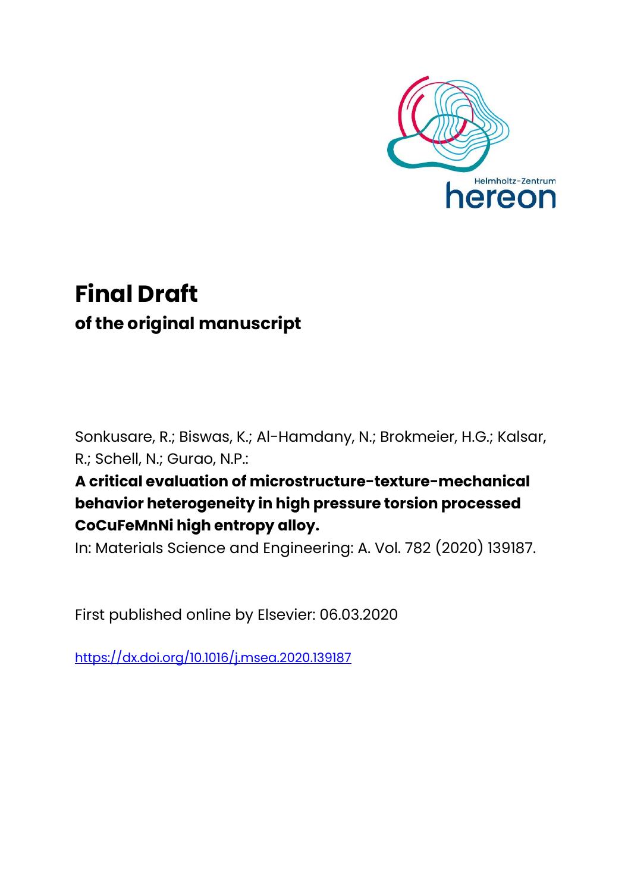Helmholtz-Zentrum hereon

# Final Draft

## of the original manuscript

Sonkusare, R.; Biswas, K.; Al-Hamdany, N.; Brokmeier, H.G.; Kalsar, R.; Schell, N.; Gurao, N.P.:

**A critical evaluation of microstructure-texture-mechanical behavior heterogeneity in high pressure torsion processed CoCuFeMnNi high entropy alloy.**

In: Materials Science and Engineering: A. Vol. 782 (2020) 139187.

First published online by Elsevier: 06.03.2020

https://dx.doi.org/10.1016/j.msea.2020.139187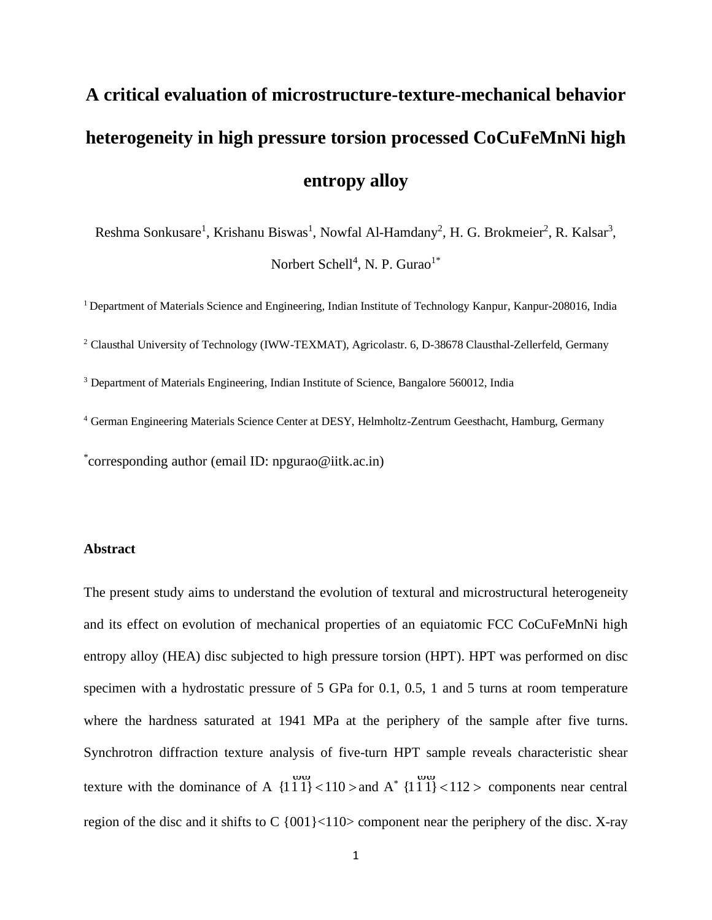# A critical evaluation of microstructure-texture-mechanical behavior heterogeneity in high pressure torsion processed CoCuFeMnNi high entropy alloy

Reshma Sonkusare[1], Krishanu Biswas[1], Nowfal Al-Hamdany[2], H. G. Brokmeier[2], R. Kalsar[3], Norbert Schell[4], N. P. Gurao[1*]

[1] Department of Materials Science and Engineering, Indian Institute of Technology Kanpur, Kanpur-208016, India

[2] Clausthal University of Technology (IWW-TEXMAT), Agricolastr. 6, D-38678 Clausthal-Zellerfeld, Germany

[3] Department of Materials Engineering, Indian Institute of Science, Bangalore 560012, India

[4] German Engineering Materials Science Center at DESY, Helmholtz-Zentrum Geesthacht, Hamburg, Germany

[*]corresponding author (email ID: npgurao@iitk.ac.in)

### Abstract

The present study aims to understand the evolution of textural and microstructural heterogeneity and its effect on evolution of mechanical properties of an equiatomic FCC CoCuFeMnNi high entropy alloy (HEA) disc subjected to high pressure torsion (HPT). HPT was performed on disc specimen with a hydrostatic pressure of 5 GPa for 0.1, 0.5, 1 and 5 turns at room temperature where the hardness saturated at 1941 MPa at the periphery of the sample after five turns. Synchrotron diffraction texture analysis of five-turn HPT sample reveals characteristic shear texture with the dominance of A $\{1\bar{1}1\}<110>$ and A$^*$ $\{1\bar{1}1\}<112>$ components near central region of the disc and it shifts to C {001}<110> component near the periphery of the disc. X-ray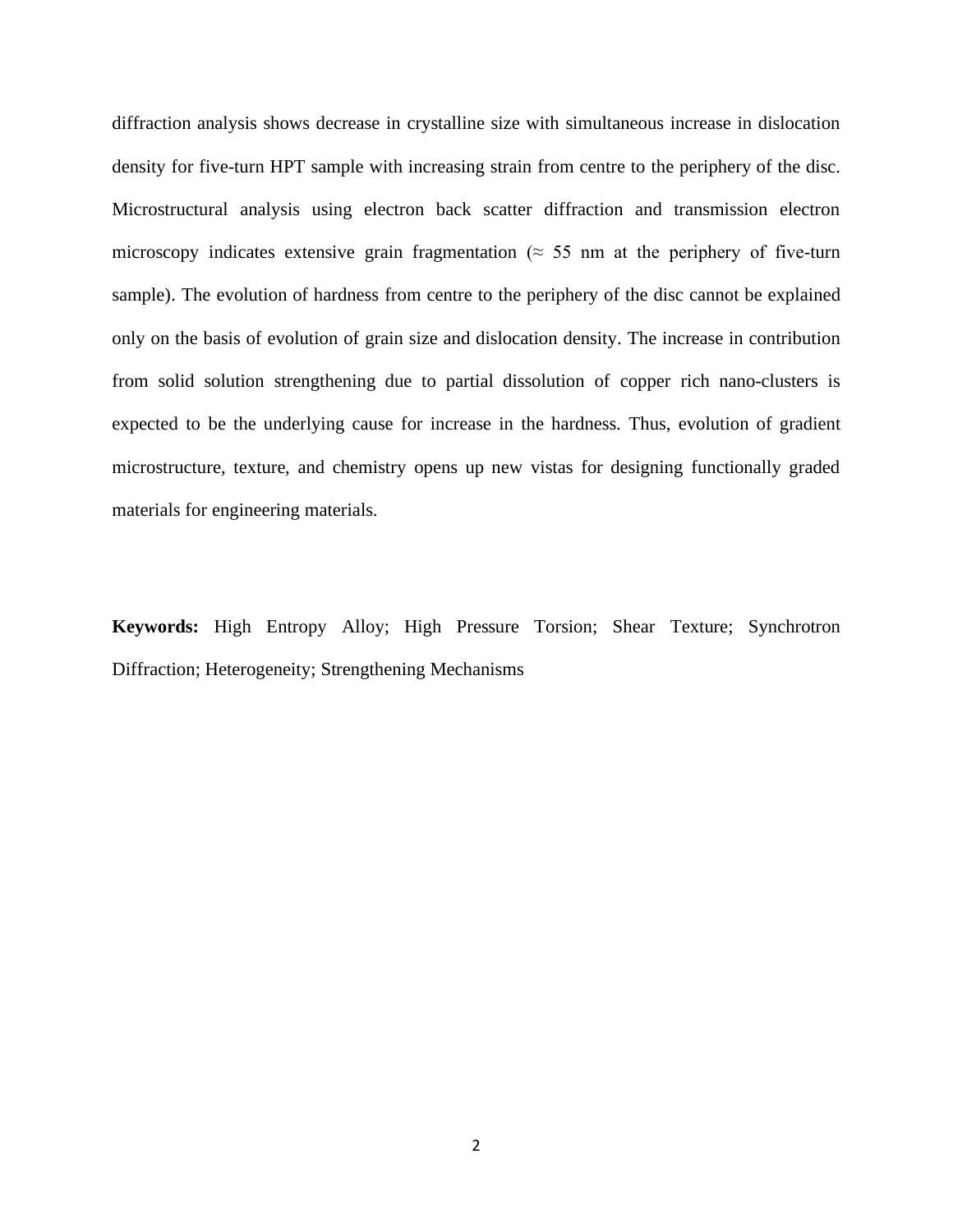diffraction analysis shows decrease in crystalline size with simultaneous increase in dislocation density for five-turn HPT sample with increasing strain from centre to the periphery of the disc. Microstructural analysis using electron back scatter diffraction and transmission electron microscopy indicates extensive grain fragmentation (≈ 55 nm at the periphery of five-turn sample). The evolution of hardness from centre to the periphery of the disc cannot be explained only on the basis of evolution of grain size and dislocation density. The increase in contribution from solid solution strengthening due to partial dissolution of copper rich nano-clusters is expected to be the underlying cause for increase in the hardness. Thus, evolution of gradient microstructure, texture, and chemistry opens up new vistas for designing functionally graded materials for engineering materials.

**Keywords:** High Entropy Alloy; High Pressure Torsion; Shear Texture; Synchrotron Diffraction; Heterogeneity; Strengthening Mechanisms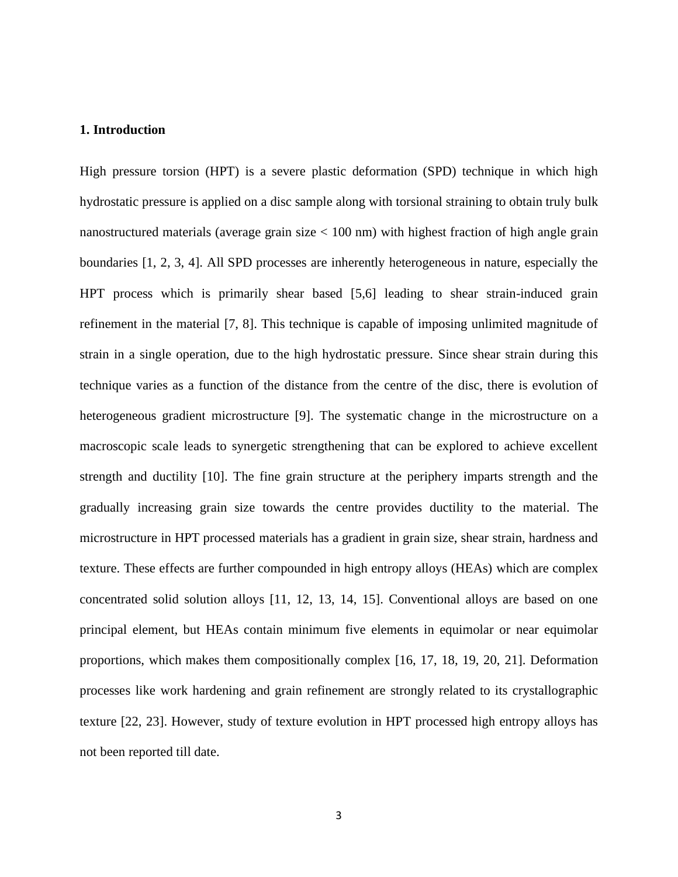## 1. Introduction

High pressure torsion (HPT) is a severe plastic deformation (SPD) technique in which high hydrostatic pressure is applied on a disc sample along with torsional straining to obtain truly bulk nanostructured materials (average grain size < 100 nm) with highest fraction of high angle grain boundaries [1, 2, 3, 4]. All SPD processes are inherently heterogeneous in nature, especially the HPT process which is primarily shear based [5,6] leading to shear strain-induced grain refinement in the material [7, 8]. This technique is capable of imposing unlimited magnitude of strain in a single operation, due to the high hydrostatic pressure. Since shear strain during this technique varies as a function of the distance from the centre of the disc, there is evolution of heterogeneous gradient microstructure [9]. The systematic change in the microstructure on a macroscopic scale leads to synergetic strengthening that can be explored to achieve excellent strength and ductility [10]. The fine grain structure at the periphery imparts strength and the gradually increasing grain size towards the centre provides ductility to the material. The microstructure in HPT processed materials has a gradient in grain size, shear strain, hardness and texture. These effects are further compounded in high entropy alloys (HEAs) which are complex concentrated solid solution alloys [11, 12, 13, 14, 15]. Conventional alloys are based on one principal element, but HEAs contain minimum five elements in equimolar or near equimolar proportions, which makes them compositionally complex [16, 17, 18, 19, 20, 21]. Deformation processes like work hardening and grain refinement are strongly related to its crystallographic texture [22, 23]. However, study of texture evolution in HPT processed high entropy alloys has not been reported till date.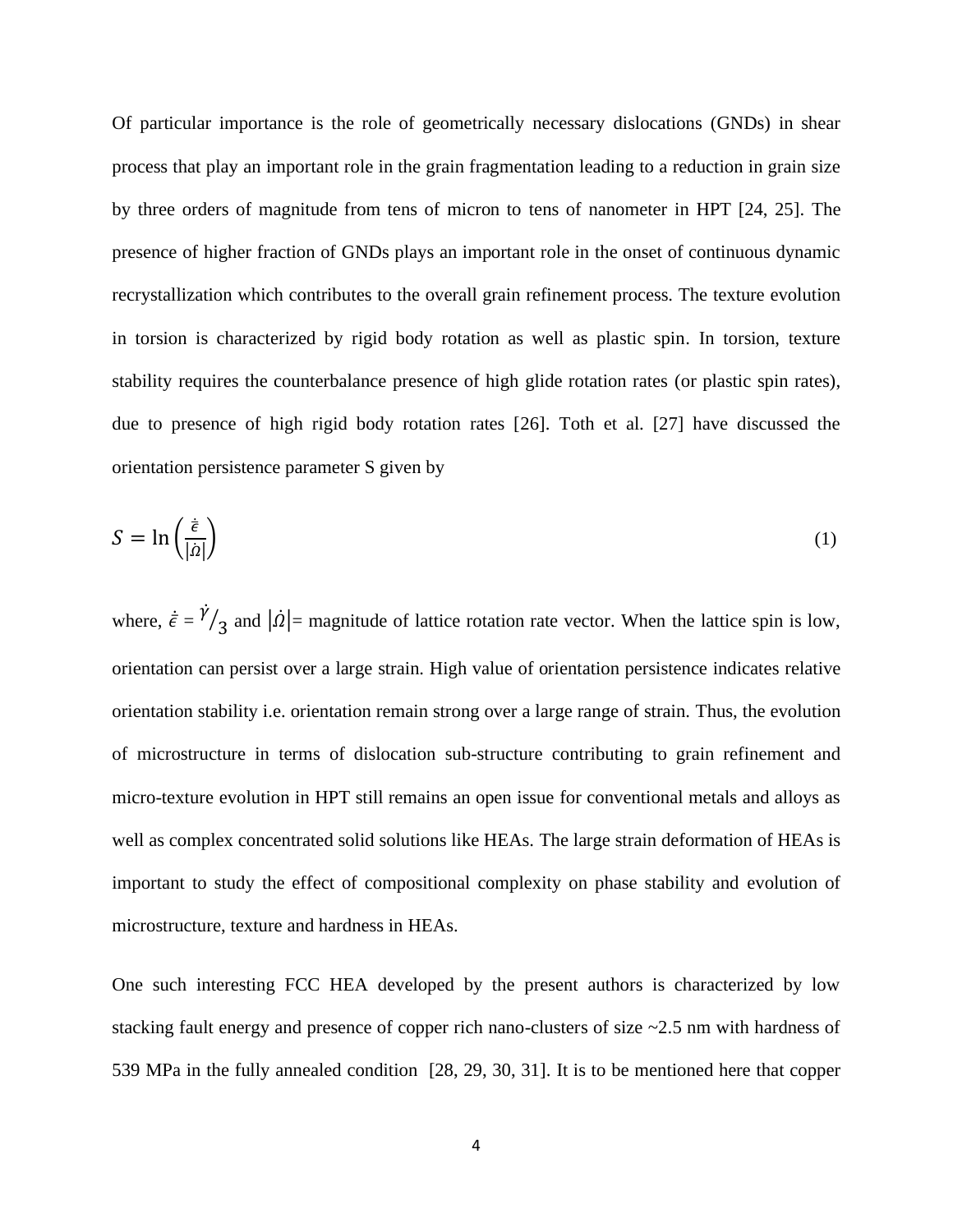Of particular importance is the role of geometrically necessary dislocations (GNDs) in shear process that play an important role in the grain fragmentation leading to a reduction in grain size by three orders of magnitude from tens of micron to tens of nanometer in HPT [24, 25]. The presence of higher fraction of GNDs plays an important role in the onset of continuous dynamic recrystallization which contributes to the overall grain refinement process. The texture evolution in torsion is characterized by rigid body rotation as well as plastic spin. In torsion, texture stability requires the counterbalance presence of high glide rotation rates (or plastic spin rates), due to presence of high rigid body rotation rates [26]. Toth et al. [27] have discussed the orientation persistence parameter S given by

$$S = \ln\left(\frac{\dot{\bar{\epsilon}}}{|\dot{\Omega}|}\right) \tag{1}$$

where, $\dot{\bar{\epsilon}} = {}^{\dot{\gamma}}/_{3}$ and $|\dot{\Omega}|$= magnitude of lattice rotation rate vector. When the lattice spin is low, orientation can persist over a large strain. High value of orientation persistence indicates relative orientation stability i.e. orientation remain strong over a large range of strain. Thus, the evolution of microstructure in terms of dislocation sub-structure contributing to grain refinement and micro-texture evolution in HPT still remains an open issue for conventional metals and alloys as well as complex concentrated solid solutions like HEAs. The large strain deformation of HEAs is important to study the effect of compositional complexity on phase stability and evolution of microstructure, texture and hardness in HEAs.

One such interesting FCC HEA developed by the present authors is characterized by low stacking fault energy and presence of copper rich nano-clusters of size ~2.5 nm with hardness of 539 MPa in the fully annealed condition [28, 29, 30, 31]. It is to be mentioned here that copper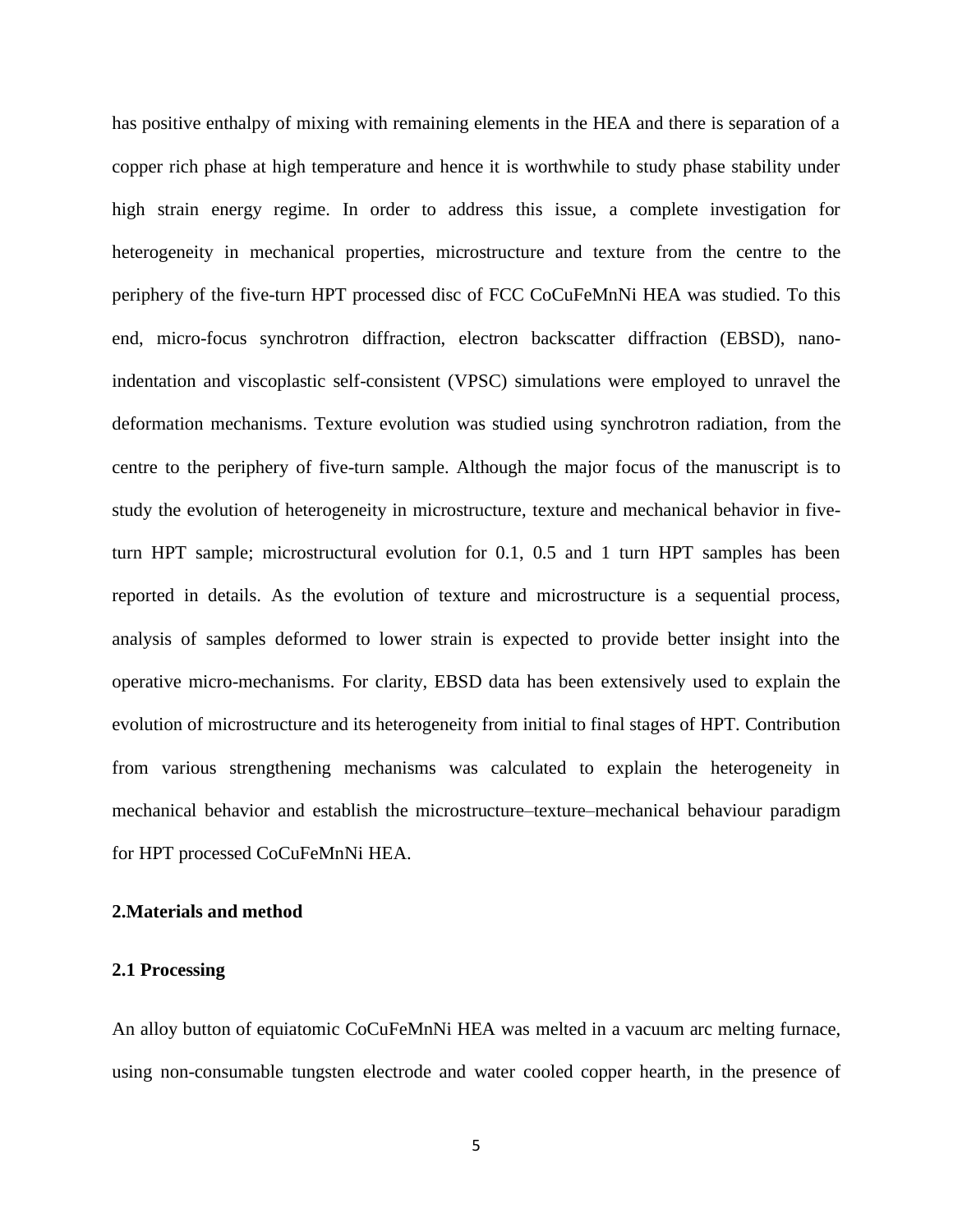has positive enthalpy of mixing with remaining elements in the HEA and there is separation of a copper rich phase at high temperature and hence it is worthwhile to study phase stability under high strain energy regime. In order to address this issue, a complete investigation for heterogeneity in mechanical properties, microstructure and texture from the centre to the periphery of the five-turn HPT processed disc of FCC CoCuFeMnNi HEA was studied. To this end, micro-focus synchrotron diffraction, electron backscatter diffraction (EBSD), nano-indentation and viscoplastic self-consistent (VPSC) simulations were employed to unravel the deformation mechanisms. Texture evolution was studied using synchrotron radiation, from the centre to the periphery of five-turn sample. Although the major focus of the manuscript is to study the evolution of heterogeneity in microstructure, texture and mechanical behavior in five-turn HPT sample; microstructural evolution for 0.1, 0.5 and 1 turn HPT samples has been reported in details. As the evolution of texture and microstructure is a sequential process, analysis of samples deformed to lower strain is expected to provide better insight into the operative micro-mechanisms. For clarity, EBSD data has been extensively used to explain the evolution of microstructure and its heterogeneity from initial to final stages of HPT. Contribution from various strengthening mechanisms was calculated to explain the heterogeneity in mechanical behavior and establish the microstructure–texture–mechanical behaviour paradigm for HPT processed CoCuFeMnNi HEA.

## 2.Materials and method

### 2.1 Processing

An alloy button of equiatomic CoCuFeMnNi HEA was melted in a vacuum arc melting furnace, using non-consumable tungsten electrode and water cooled copper hearth, in the presence of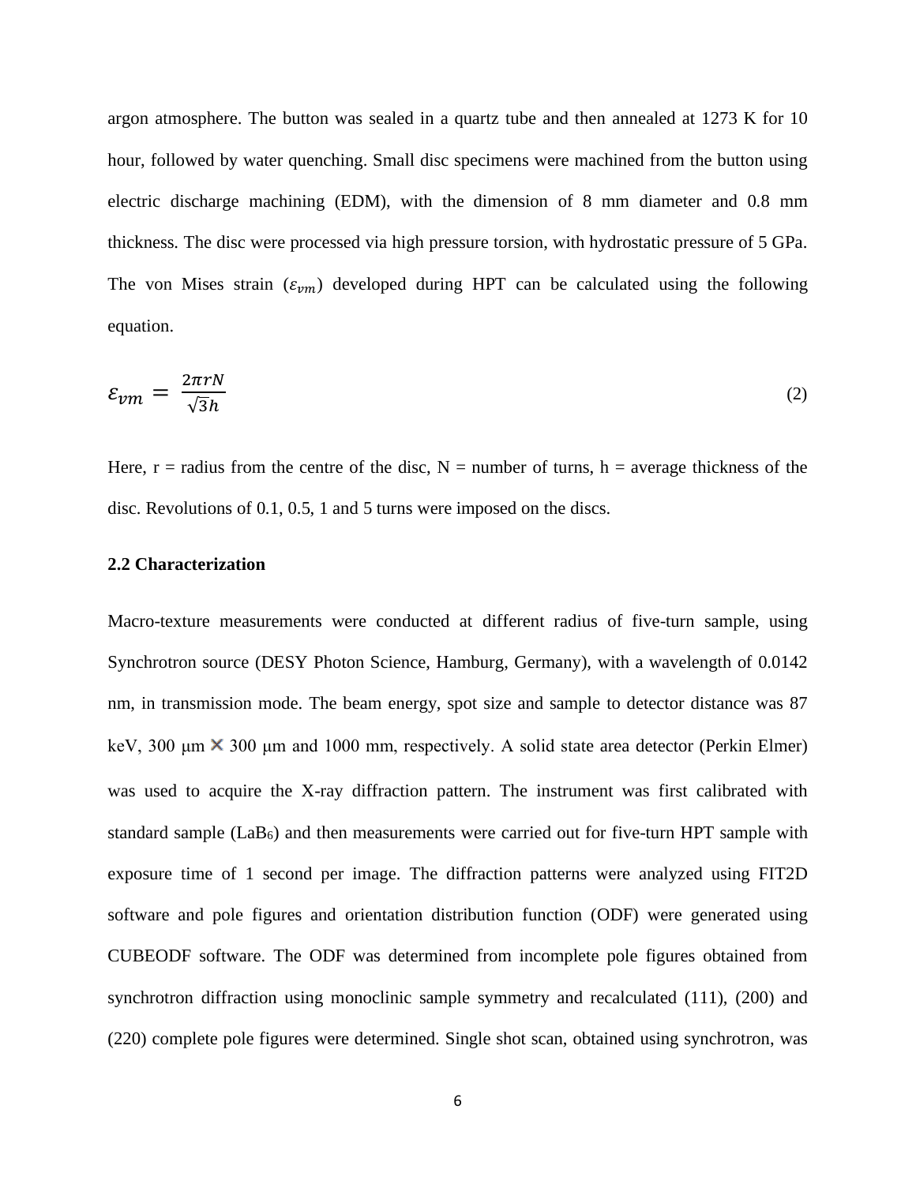argon atmosphere. The button was sealed in a quartz tube and then annealed at 1273 K for 10 hour, followed by water quenching. Small disc specimens were machined from the button using electric discharge machining (EDM), with the dimension of 8 mm diameter and 0.8 mm thickness. The disc were processed via high pressure torsion, with hydrostatic pressure of 5 GPa. The von Mises strain ($\varepsilon_{vm}$) developed during HPT can be calculated using the following equation.

$$\varepsilon_{vm} = \frac{2\pi rN}{\sqrt{3}h} \tag{2}$$

Here, r = radius from the centre of the disc, N = number of turns, h = average thickness of the disc. Revolutions of 0.1, 0.5, 1 and 5 turns were imposed on the discs.

### 2.2 Characterization

Macro-texture measurements were conducted at different radius of five-turn sample, using Synchrotron source (DESY Photon Science, Hamburg, Germany), with a wavelength of 0.0142 nm, in transmission mode. The beam energy, spot size and sample to detector distance was 87 keV, 300 μm × 300 μm and 1000 mm, respectively. A solid state area detector (Perkin Elmer) was used to acquire the X-ray diffraction pattern. The instrument was first calibrated with standard sample ($LaB_6$) and then measurements were carried out for five-turn HPT sample with exposure time of 1 second per image. The diffraction patterns were analyzed using FIT2D software and pole figures and orientation distribution function (ODF) were generated using CUBEODF software. The ODF was determined from incomplete pole figures obtained from synchrotron diffraction using monoclinic sample symmetry and recalculated (111), (200) and (220) complete pole figures were determined. Single shot scan, obtained using synchrotron, was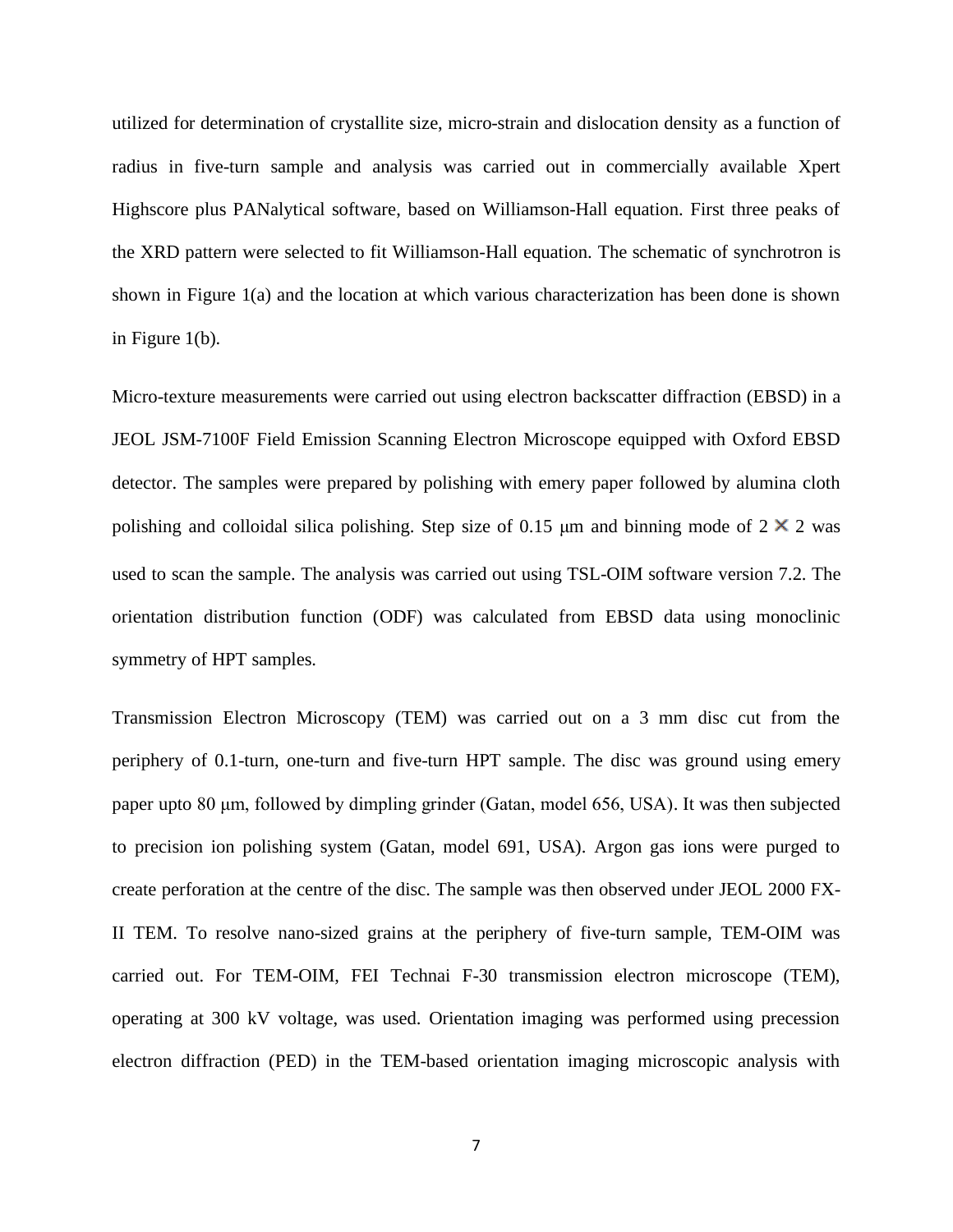utilized for determination of crystallite size, micro-strain and dislocation density as a function of radius in five-turn sample and analysis was carried out in commercially available Xpert Highscore plus PANalytical software, based on Williamson-Hall equation. First three peaks of the XRD pattern were selected to fit Williamson-Hall equation. The schematic of synchrotron is shown in Figure 1(a) and the location at which various characterization has been done is shown in Figure 1(b).

Micro-texture measurements were carried out using electron backscatter diffraction (EBSD) in a JEOL JSM-7100F Field Emission Scanning Electron Microscope equipped with Oxford EBSD detector. The samples were prepared by polishing with emery paper followed by alumina cloth polishing and colloidal silica polishing. Step size of 0.15 μm and binning mode of 2 $\times$ 2 was used to scan the sample. The analysis was carried out using TSL-OIM software version 7.2. The orientation distribution function (ODF) was calculated from EBSD data using monoclinic symmetry of HPT samples.

Transmission Electron Microscopy (TEM) was carried out on a 3 mm disc cut from the periphery of 0.1-turn, one-turn and five-turn HPT sample. The disc was ground using emery paper upto 80 μm, followed by dimpling grinder (Gatan, model 656, USA). It was then subjected to precision ion polishing system (Gatan, model 691, USA). Argon gas ions were purged to create perforation at the centre of the disc. The sample was then observed under JEOL 2000 FX-II TEM. To resolve nano-sized grains at the periphery of five-turn sample, TEM-OIM was carried out. For TEM-OIM, FEI Technai F-30 transmission electron microscope (TEM), operating at 300 kV voltage, was used. Orientation imaging was performed using precession electron diffraction (PED) in the TEM-based orientation imaging microscopic analysis with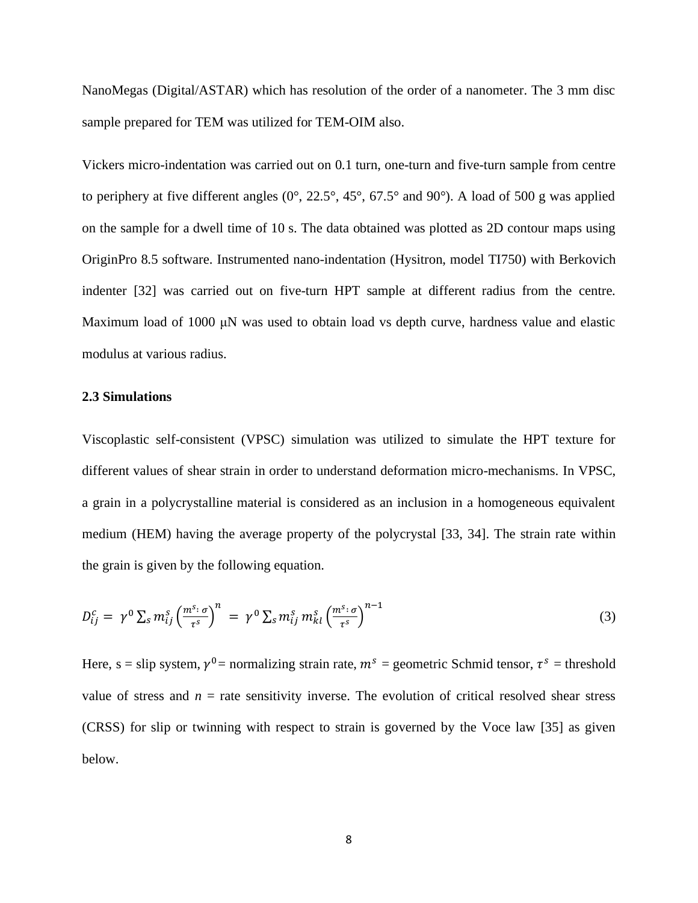NanoMegas (Digital/ASTAR) which has resolution of the order of a nanometer. The 3 mm disc sample prepared for TEM was utilized for TEM-OIM also.

Vickers micro-indentation was carried out on 0.1 turn, one-turn and five-turn sample from centre to periphery at five different angles (0°, 22.5°, 45°, 67.5° and 90°). A load of 500 g was applied on the sample for a dwell time of 10 s. The data obtained was plotted as 2D contour maps using OriginPro 8.5 software. Instrumented nano-indentation (Hysitron, model TI750) with Berkovich indenter [32] was carried out on five-turn HPT sample at different radius from the centre. Maximum load of 1000 μN was used to obtain load vs depth curve, hardness value and elastic modulus at various radius.

### 2.3 Simulations

Viscoplastic self-consistent (VPSC) simulation was utilized to simulate the HPT texture for different values of shear strain in order to understand deformation micro-mechanisms. In VPSC, a grain in a polycrystalline material is considered as an inclusion in a homogeneous equivalent medium (HEM) having the average property of the polycrystal [33, 34]. The strain rate within the grain is given by the following equation.

$$D_{ij}^{c} = \gamma^{0} \sum_{s} m_{ij}^{s} \left(\frac{m^{s}:\sigma}{\tau^{s}}\right)^{n} = \gamma^{0} \sum_{s} m_{ij}^{s}\, m_{kl}^{s} \left(\frac{m^{s}:\sigma}{\tau^{s}}\right)^{n-1} \tag{3}$$

Here, s = slip system, $\gamma^{0}$ = normalizing strain rate, $m^{s}$ = geometric Schmid tensor, $\tau^{s}$ = threshold value of stress and $n$ = rate sensitivity inverse. The evolution of critical resolved shear stress (CRSS) for slip or twinning with respect to strain is governed by the Voce law [35] as given below.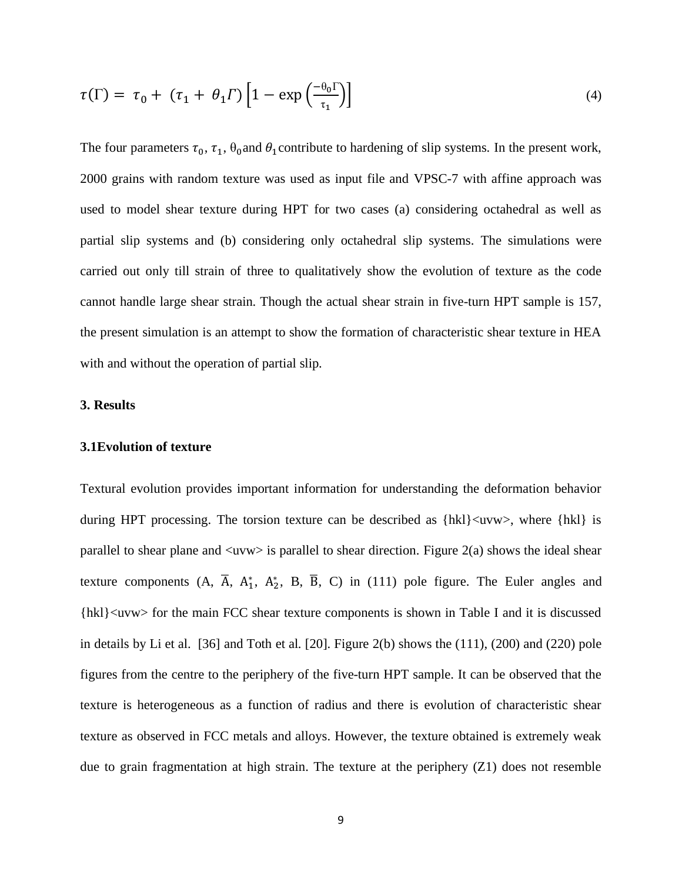$$\tau(\Gamma) = \tau_0 + (\tau_1 + \theta_1 \Gamma)\left[1 - \exp\left(\frac{-\theta_0 \Gamma}{\tau_1}\right)\right] \tag{4}$$

The four parameters $\tau_0$, $\tau_1$, $\theta_0$ and $\theta_1$ contribute to hardening of slip systems. In the present work, 2000 grains with random texture was used as input file and VPSC-7 with affine approach was used to model shear texture during HPT for two cases (a) considering octahedral as well as partial slip systems and (b) considering only octahedral slip systems. The simulations were carried out only till strain of three to qualitatively show the evolution of texture as the code cannot handle large shear strain. Though the actual shear strain in five-turn HPT sample is 157, the present simulation is an attempt to show the formation of characteristic shear texture in HEA with and without the operation of partial slip.

## 3. Results

### 3.1 Evolution of texture

Textural evolution provides important information for understanding the deformation behavior during HPT processing. The torsion texture can be described as {hkl}<uvw>, where {hkl} is parallel to shear plane and <uvw> is parallel to shear direction. Figure 2(a) shows the ideal shear texture components (A, $\overline{\text{A}}$, $\text{A}_1^*$, $\text{A}_2^*$, B, $\overline{\text{B}}$, C) in (111) pole figure. The Euler angles and {hkl}<uvw> for the main FCC shear texture components is shown in Table I and it is discussed in details by Li et al. [36] and Toth et al. [20]. Figure 2(b) shows the (111), (200) and (220) pole figures from the centre to the periphery of the five-turn HPT sample. It can be observed that the texture is heterogeneous as a function of radius and there is evolution of characteristic shear texture as observed in FCC metals and alloys. However, the texture obtained is extremely weak due to grain fragmentation at high strain. The texture at the periphery (Z1) does not resemble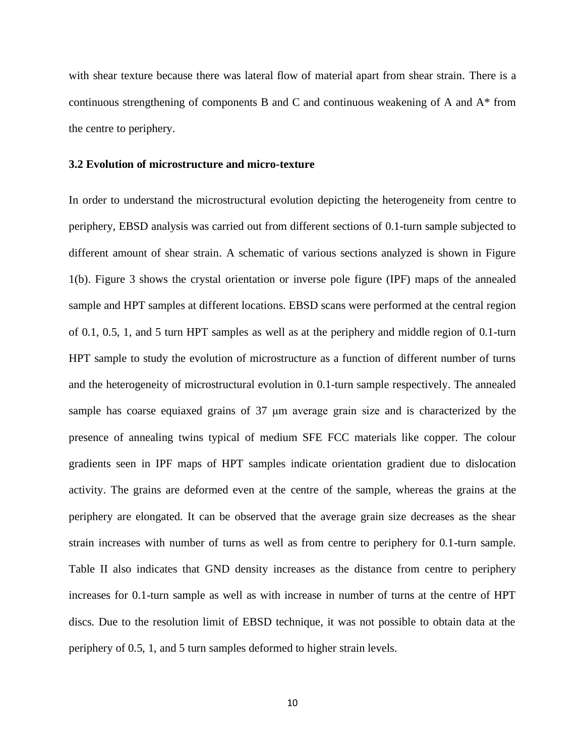with shear texture because there was lateral flow of material apart from shear strain. There is a continuous strengthening of components B and C and continuous weakening of A and A* from the centre to periphery.

### 3.2 Evolution of microstructure and micro-texture

In order to understand the microstructural evolution depicting the heterogeneity from centre to periphery, EBSD analysis was carried out from different sections of 0.1-turn sample subjected to different amount of shear strain. A schematic of various sections analyzed is shown in Figure 1(b). Figure 3 shows the crystal orientation or inverse pole figure (IPF) maps of the annealed sample and HPT samples at different locations. EBSD scans were performed at the central region of 0.1, 0.5, 1, and 5 turn HPT samples as well as at the periphery and middle region of 0.1-turn HPT sample to study the evolution of microstructure as a function of different number of turns and the heterogeneity of microstructural evolution in 0.1-turn sample respectively. The annealed sample has coarse equiaxed grains of 37 μm average grain size and is characterized by the presence of annealing twins typical of medium SFE FCC materials like copper. The colour gradients seen in IPF maps of HPT samples indicate orientation gradient due to dislocation activity. The grains are deformed even at the centre of the sample, whereas the grains at the periphery are elongated. It can be observed that the average grain size decreases as the shear strain increases with number of turns as well as from centre to periphery for 0.1-turn sample. Table II also indicates that GND density increases as the distance from centre to periphery increases for 0.1-turn sample as well as with increase in number of turns at the centre of HPT discs. Due to the resolution limit of EBSD technique, it was not possible to obtain data at the periphery of 0.5, 1, and 5 turn samples deformed to higher strain levels.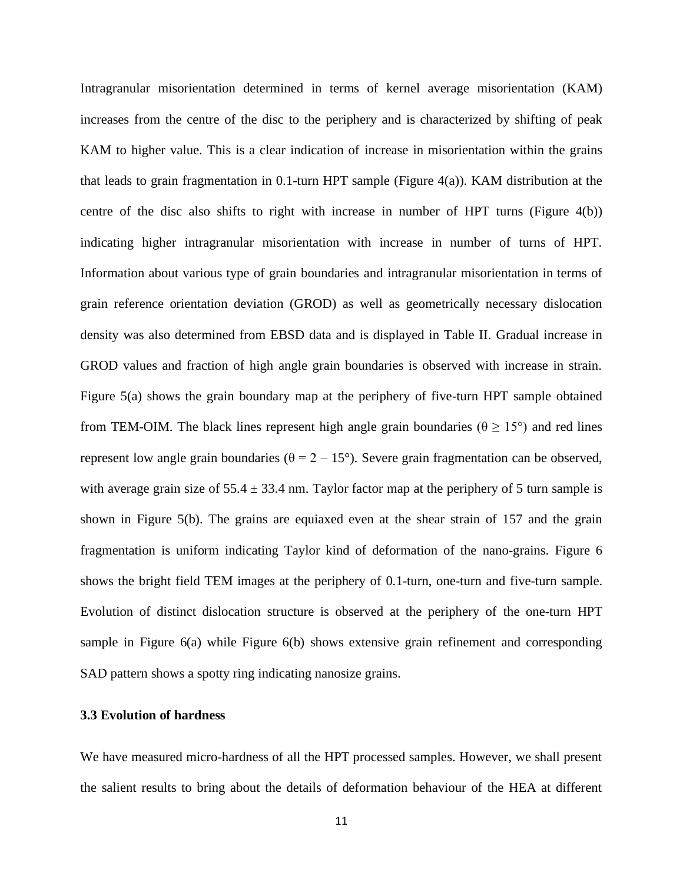Intragranular misorientation determined in terms of kernel average misorientation (KAM) increases from the centre of the disc to the periphery and is characterized by shifting of peak KAM to higher value. This is a clear indication of increase in misorientation within the grains that leads to grain fragmentation in 0.1-turn HPT sample (Figure 4(a)). KAM distribution at the centre of the disc also shifts to right with increase in number of HPT turns (Figure 4(b)) indicating higher intragranular misorientation with increase in number of turns of HPT. Information about various type of grain boundaries and intragranular misorientation in terms of grain reference orientation deviation (GROD) as well as geometrically necessary dislocation density was also determined from EBSD data and is displayed in Table II. Gradual increase in GROD values and fraction of high angle grain boundaries is observed with increase in strain. Figure 5(a) shows the grain boundary map at the periphery of five-turn HPT sample obtained from TEM-OIM. The black lines represent high angle grain boundaries ($\theta \geq 15°$) and red lines represent low angle grain boundaries ($\theta = 2 – 15°$). Severe grain fragmentation can be observed, with average grain size of $55.4 \pm 33.4$ nm. Taylor factor map at the periphery of 5 turn sample is shown in Figure 5(b). The grains are equiaxed even at the shear strain of 157 and the grain fragmentation is uniform indicating Taylor kind of deformation of the nano-grains. Figure 6 shows the bright field TEM images at the periphery of 0.1-turn, one-turn and five-turn sample. Evolution of distinct dislocation structure is observed at the periphery of the one-turn HPT sample in Figure 6(a) while Figure 6(b) shows extensive grain refinement and corresponding SAD pattern shows a spotty ring indicating nanosize grains.

### 3.3 Evolution of hardness

We have measured micro-hardness of all the HPT processed samples. However, we shall present the salient results to bring about the details of deformation behaviour of the HEA at different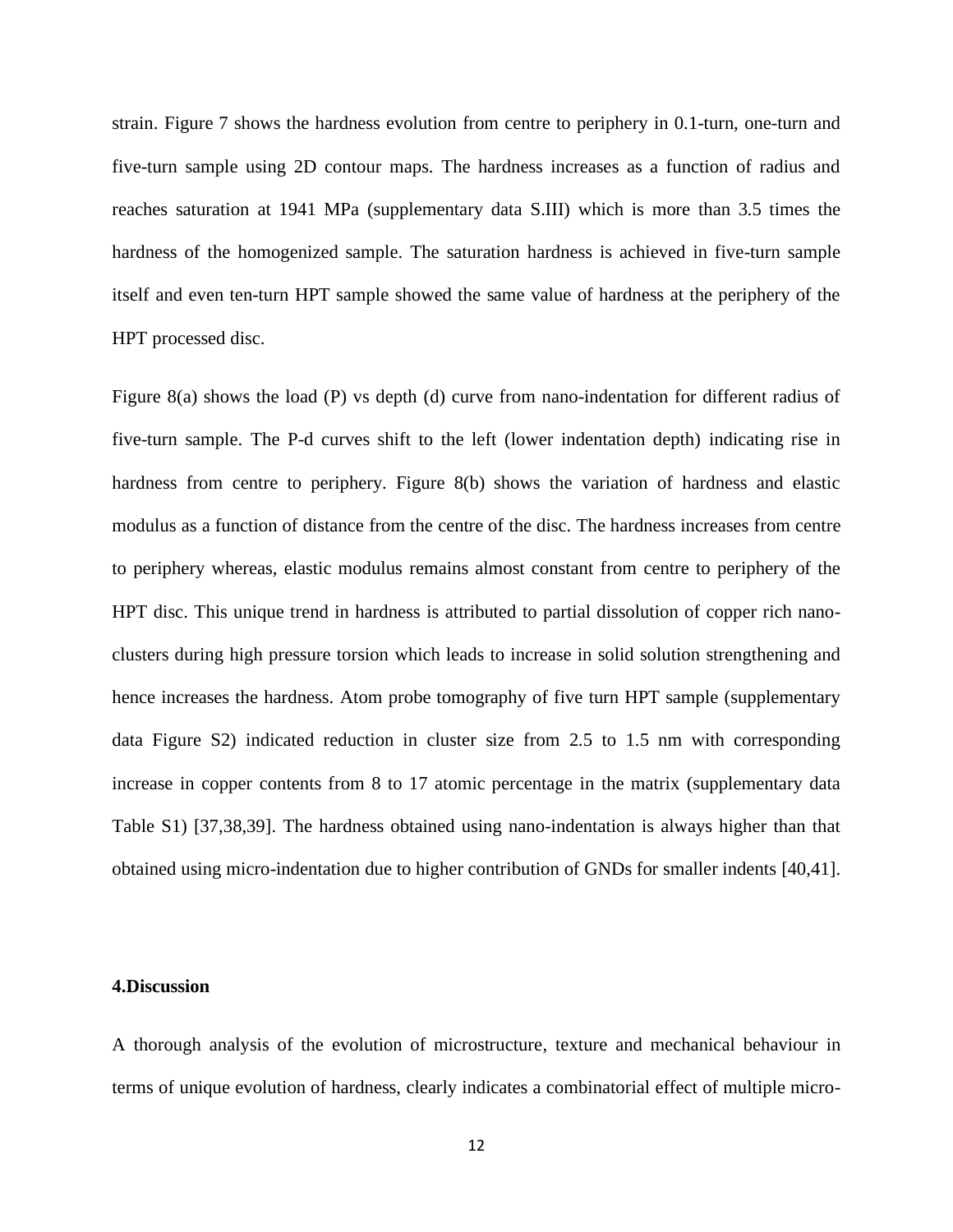strain. Figure 7 shows the hardness evolution from centre to periphery in 0.1-turn, one-turn and five-turn sample using 2D contour maps. The hardness increases as a function of radius and reaches saturation at 1941 MPa (supplementary data S.III) which is more than 3.5 times the hardness of the homogenized sample. The saturation hardness is achieved in five-turn sample itself and even ten-turn HPT sample showed the same value of hardness at the periphery of the HPT processed disc.

Figure 8(a) shows the load (P) vs depth (d) curve from nano-indentation for different radius of five-turn sample. The P-d curves shift to the left (lower indentation depth) indicating rise in hardness from centre to periphery. Figure 8(b) shows the variation of hardness and elastic modulus as a function of distance from the centre of the disc. The hardness increases from centre to periphery whereas, elastic modulus remains almost constant from centre to periphery of the HPT disc. This unique trend in hardness is attributed to partial dissolution of copper rich nano-clusters during high pressure torsion which leads to increase in solid solution strengthening and hence increases the hardness. Atom probe tomography of five turn HPT sample (supplementary data Figure S2) indicated reduction in cluster size from 2.5 to 1.5 nm with corresponding increase in copper contents from 8 to 17 atomic percentage in the matrix (supplementary data Table S1) [37,38,39]. The hardness obtained using nano-indentation is always higher than that obtained using micro-indentation due to higher contribution of GNDs for smaller indents [40,41].

## 4.Discussion

A thorough analysis of the evolution of microstructure, texture and mechanical behaviour in terms of unique evolution of hardness, clearly indicates a combinatorial effect of multiple micro-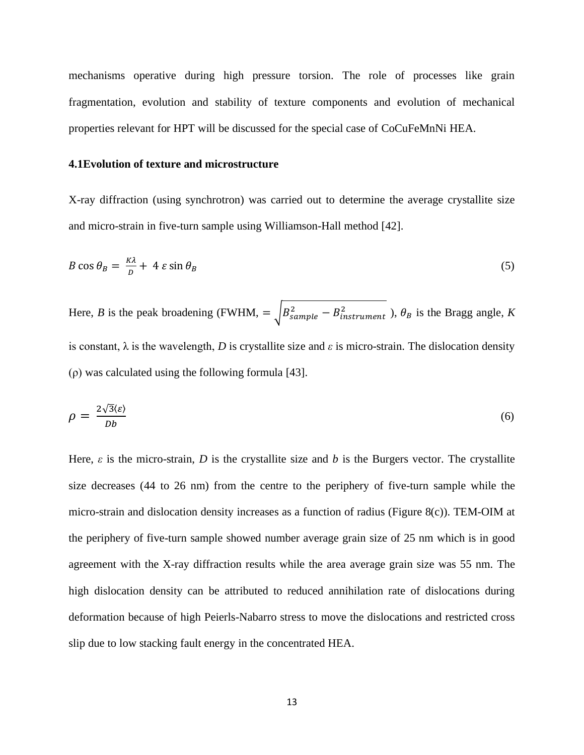mechanisms operative during high pressure torsion. The role of processes like grain fragmentation, evolution and stability of texture components and evolution of mechanical properties relevant for HPT will be discussed for the special case of CoCuFeMnNi HEA.

### 4.1Evolution of texture and microstructure

X-ray diffraction (using synchrotron) was carried out to determine the average crystallite size and micro-strain in five-turn sample using Williamson-Hall method [42].

$$B \cos \theta_B = \frac{K\lambda}{D} + 4\, \varepsilon \sin \theta_B \tag{5}$$

Here, $B$ is the peak broadening (FWHM, $= \sqrt{B_{sample}^2 - B_{instrument}^2}$ ), $\theta_B$ is the Bragg angle, $K$ is constant, $\lambda$ is the wavelength, $D$ is crystallite size and $\varepsilon$ is micro-strain. The dislocation density ($\rho$) was calculated using the following formula [43].

$$\rho = \frac{2\sqrt{3}\langle\varepsilon\rangle}{Db} \tag{6}$$

Here, $\varepsilon$ is the micro-strain, $D$ is the crystallite size and $b$ is the Burgers vector. The crystallite size decreases (44 to 26 nm) from the centre to the periphery of five-turn sample while the micro-strain and dislocation density increases as a function of radius (Figure 8(c)). TEM-OIM at the periphery of five-turn sample showed number average grain size of 25 nm which is in good agreement with the X-ray diffraction results while the area average grain size was 55 nm. The high dislocation density can be attributed to reduced annihilation rate of dislocations during deformation because of high Peierls-Nabarro stress to move the dislocations and restricted cross slip due to low stacking fault energy in the concentrated HEA.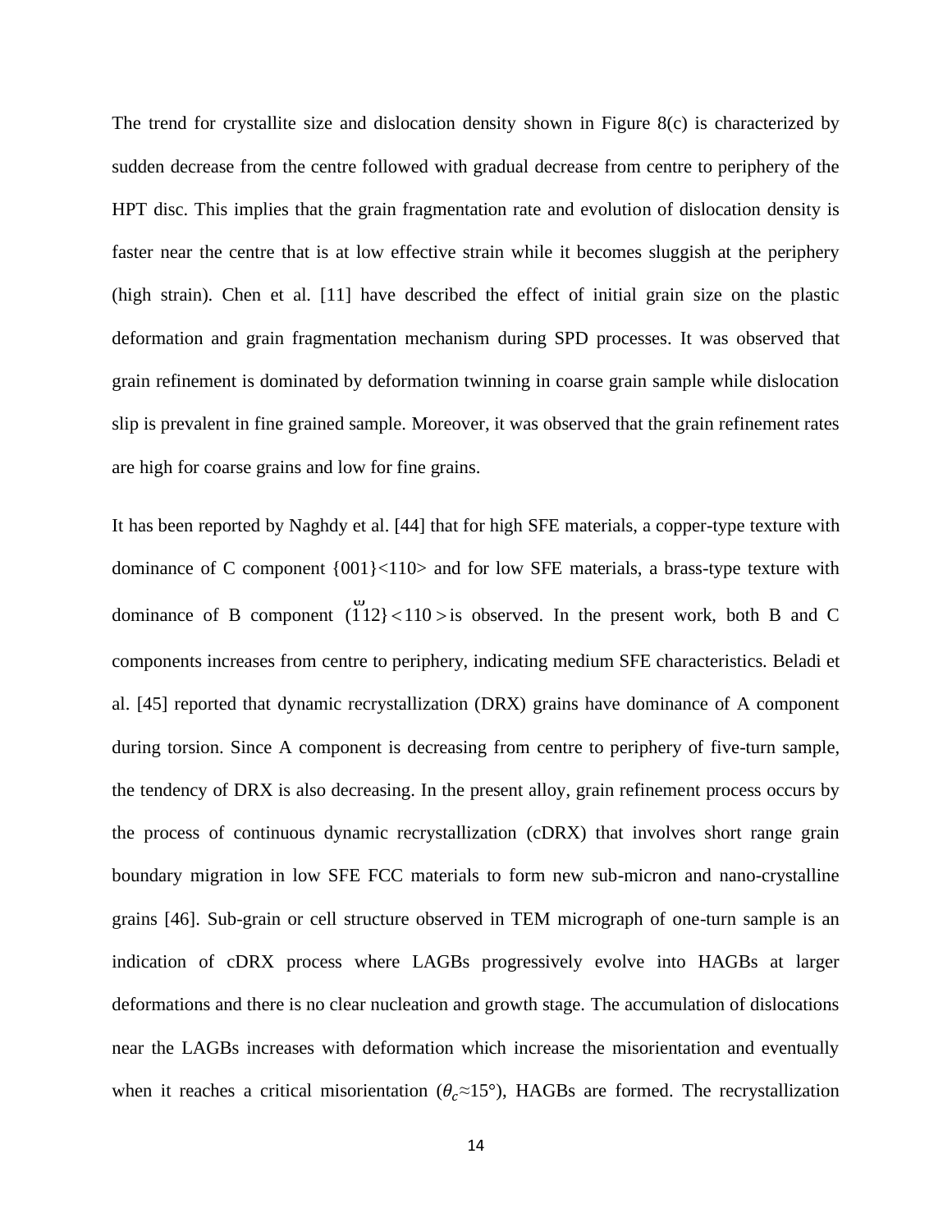The trend for crystallite size and dislocation density shown in Figure 8(c) is characterized by sudden decrease from the centre followed with gradual decrease from centre to periphery of the HPT disc. This implies that the grain fragmentation rate and evolution of dislocation density is faster near the centre that is at low effective strain while it becomes sluggish at the periphery (high strain). Chen et al. [11] have described the effect of initial grain size on the plastic deformation and grain fragmentation mechanism during SPD processes. It was observed that grain refinement is dominated by deformation twinning in coarse grain sample while dislocation slip is prevalent in fine grained sample. Moreover, it was observed that the grain refinement rates are high for coarse grains and low for fine grains.

It has been reported by Naghdy et al. [44] that for high SFE materials, a copper-type texture with dominance of C component {001}<110> and for low SFE materials, a brass-type texture with dominance of B component $(\bar{1}12\} < 110 >$ is observed. In the present work, both B and C components increases from centre to periphery, indicating medium SFE characteristics. Beladi et al. [45] reported that dynamic recrystallization (DRX) grains have dominance of A component during torsion. Since A component is decreasing from centre to periphery of five-turn sample, the tendency of DRX is also decreasing. In the present alloy, grain refinement process occurs by the process of continuous dynamic recrystallization (cDRX) that involves short range grain boundary migration in low SFE FCC materials to form new sub-micron and nano-crystalline grains [46]. Sub-grain or cell structure observed in TEM micrograph of one-turn sample is an indication of cDRX process where LAGBs progressively evolve into HAGBs at larger deformations and there is no clear nucleation and growth stage. The accumulation of dislocations near the LAGBs increases with deformation which increase the misorientation and eventually when it reaches a critical misorientation ($\theta_c \approx 15°$), HAGBs are formed. The recrystallization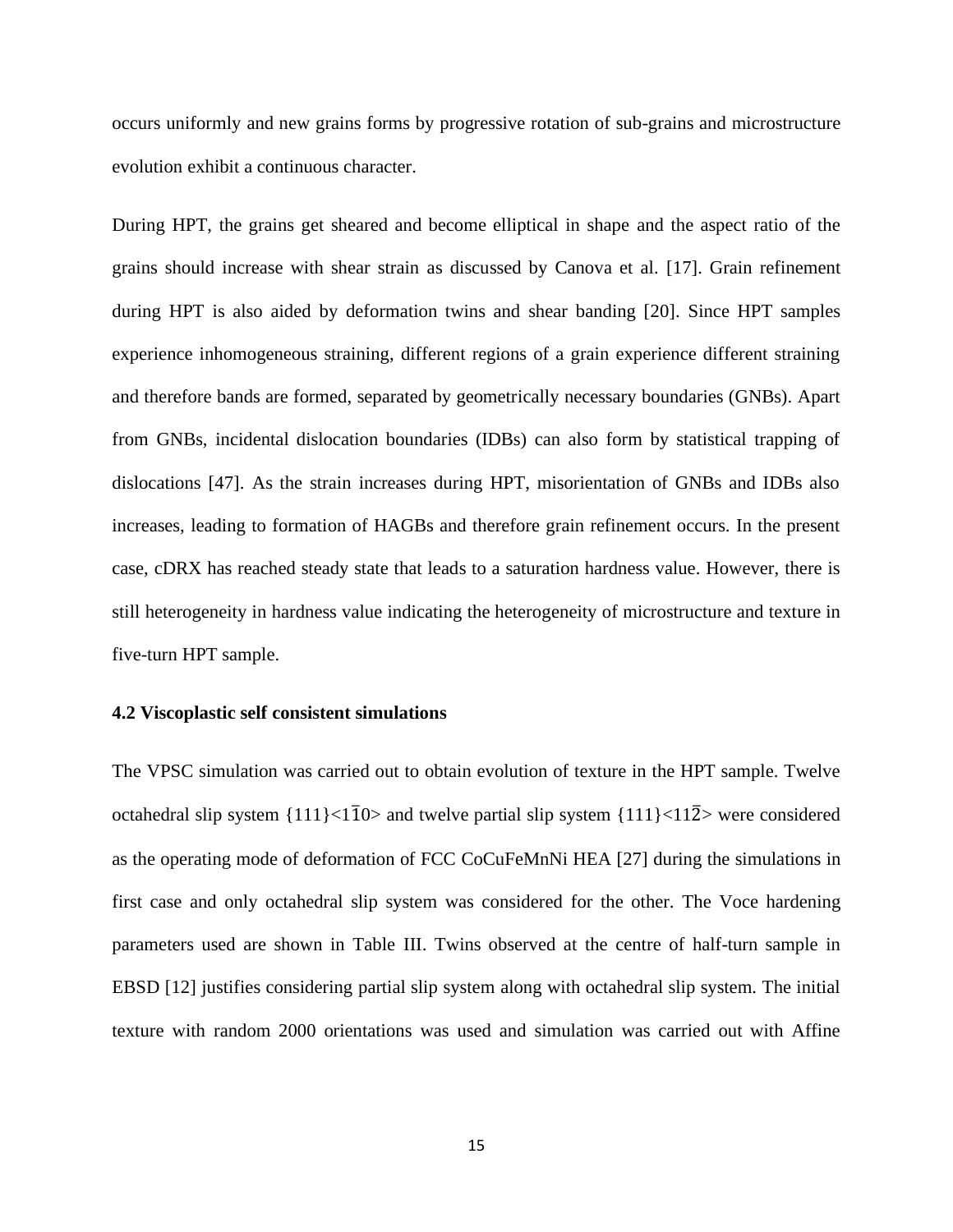occurs uniformly and new grains forms by progressive rotation of sub-grains and microstructure evolution exhibit a continuous character.

During HPT, the grains get sheared and become elliptical in shape and the aspect ratio of the grains should increase with shear strain as discussed by Canova et al. [17]. Grain refinement during HPT is also aided by deformation twins and shear banding [20]. Since HPT samples experience inhomogeneous straining, different regions of a grain experience different straining and therefore bands are formed, separated by geometrically necessary boundaries (GNBs). Apart from GNBs, incidental dislocation boundaries (IDBs) can also form by statistical trapping of dislocations [47]. As the strain increases during HPT, misorientation of GNBs and IDBs also increases, leading to formation of HAGBs and therefore grain refinement occurs. In the present case, cDRX has reached steady state that leads to a saturation hardness value. However, there is still heterogeneity in hardness value indicating the heterogeneity of microstructure and texture in five-turn HPT sample.

### 4.2 Viscoplastic self consistent simulations

The VPSC simulation was carried out to obtain evolution of texture in the HPT sample. Twelve octahedral slip system {111}<$1\bar{1}0$> and twelve partial slip system {111}<$11\bar{2}$> were considered as the operating mode of deformation of FCC CoCuFeMnNi HEA [27] during the simulations in first case and only octahedral slip system was considered for the other. The Voce hardening parameters used are shown in Table III. Twins observed at the centre of half-turn sample in EBSD [12] justifies considering partial slip system along with octahedral slip system. The initial texture with random 2000 orientations was used and simulation was carried out with Affine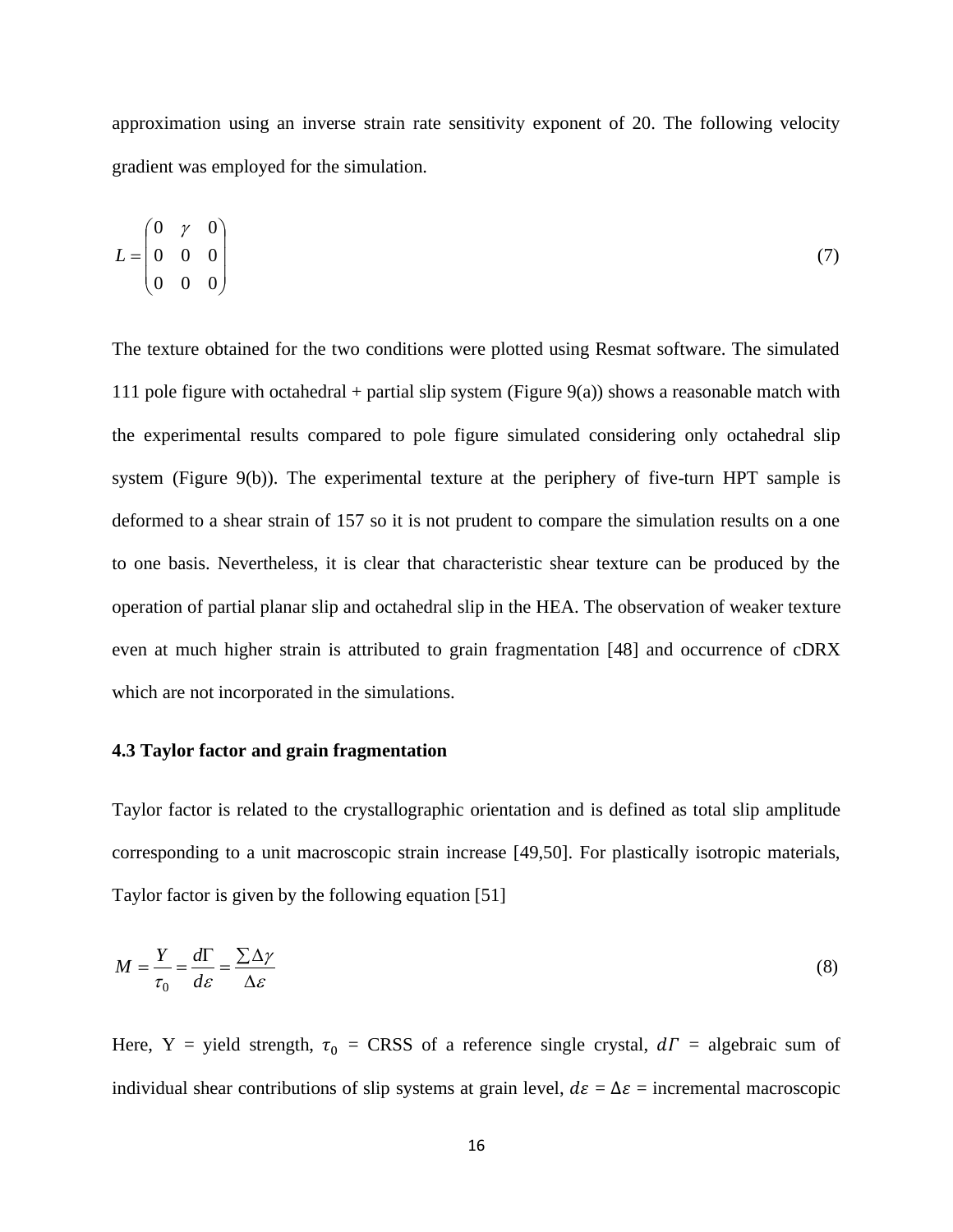approximation using an inverse strain rate sensitivity exponent of 20. The following velocity gradient was employed for the simulation.

$$L = \begin{pmatrix} 0 & \gamma & 0 \\ 0 & 0 & 0 \\ 0 & 0 & 0 \end{pmatrix} \tag{7}$$

The texture obtained for the two conditions were plotted using Resmat software. The simulated 111 pole figure with octahedral + partial slip system (Figure 9(a)) shows a reasonable match with the experimental results compared to pole figure simulated considering only octahedral slip system (Figure 9(b)). The experimental texture at the periphery of five-turn HPT sample is deformed to a shear strain of 157 so it is not prudent to compare the simulation results on a one to one basis. Nevertheless, it is clear that characteristic shear texture can be produced by the operation of partial planar slip and octahedral slip in the HEA. The observation of weaker texture even at much higher strain is attributed to grain fragmentation [48] and occurrence of cDRX which are not incorporated in the simulations.

### 4.3 Taylor factor and grain fragmentation

Taylor factor is related to the crystallographic orientation and is defined as total slip amplitude corresponding to a unit macroscopic strain increase [49,50]. For plastically isotropic materials, Taylor factor is given by the following equation [51]

$$M = \frac{Y}{\tau_0} = \frac{d\Gamma}{d\varepsilon} = \frac{\sum \Delta\gamma}{\Delta\varepsilon} \tag{8}$$

Here, Y = yield strength, $\tau_0$ = CRSS of a reference single crystal, $d\Gamma$ = algebraic sum of individual shear contributions of slip systems at grain level, $d\varepsilon$ = $\Delta\varepsilon$ = incremental macroscopic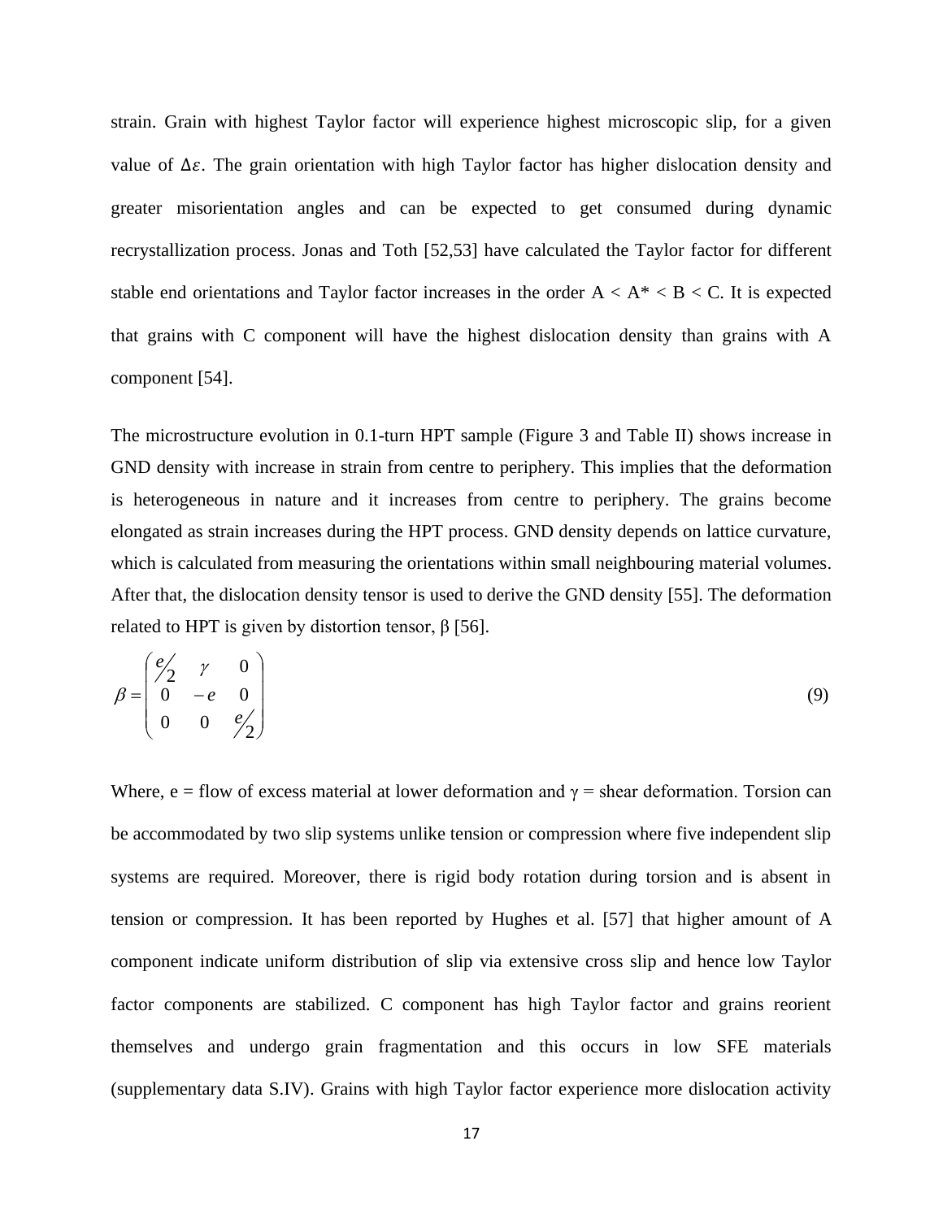strain. Grain with highest Taylor factor will experience highest microscopic slip, for a given value of $\Delta\varepsilon$. The grain orientation with high Taylor factor has higher dislocation density and greater misorientation angles and can be expected to get consumed during dynamic recrystallization process. Jonas and Toth [52,53] have calculated the Taylor factor for different stable end orientations and Taylor factor increases in the order A < A* < B < C. It is expected that grains with C component will have the highest dislocation density than grains with A component [54].

The microstructure evolution in 0.1-turn HPT sample (Figure 3 and Table II) shows increase in GND density with increase in strain from centre to periphery. This implies that the deformation is heterogeneous in nature and it increases from centre to periphery. The grains become elongated as strain increases during the HPT process. GND density depends on lattice curvature, which is calculated from measuring the orientations within small neighbouring material volumes. After that, the dislocation density tensor is used to derive the GND density [55]. The deformation related to HPT is given by distortion tensor, β [56].

$$\beta = \begin{pmatrix} e/2 & \gamma & 0 \\ 0 & -e & 0 \\ 0 & 0 & e/2 \end{pmatrix} \tag{9}$$

Where, e = flow of excess material at lower deformation and γ = shear deformation. Torsion can be accommodated by two slip systems unlike tension or compression where five independent slip systems are required. Moreover, there is rigid body rotation during torsion and is absent in tension or compression. It has been reported by Hughes et al. [57] that higher amount of A component indicate uniform distribution of slip via extensive cross slip and hence low Taylor factor components are stabilized. C component has high Taylor factor and grains reorient themselves and undergo grain fragmentation and this occurs in low SFE materials (supplementary data S.IV). Grains with high Taylor factor experience more dislocation activity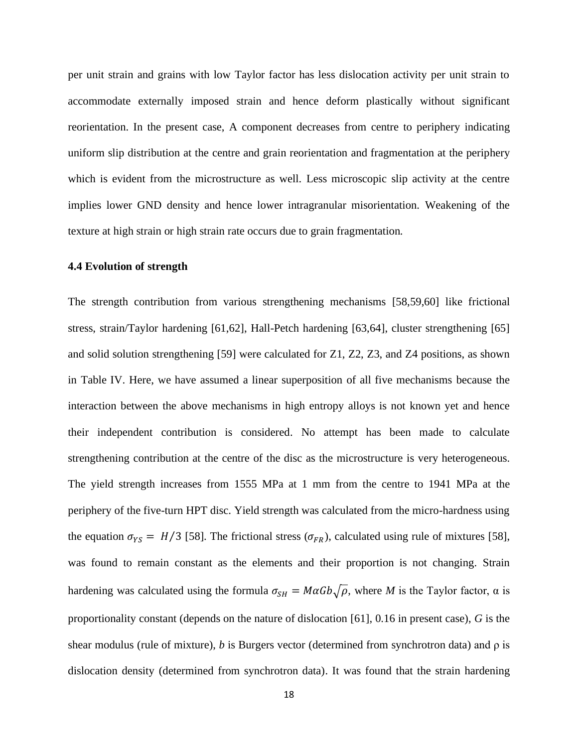per unit strain and grains with low Taylor factor has less dislocation activity per unit strain to accommodate externally imposed strain and hence deform plastically without significant reorientation. In the present case, A component decreases from centre to periphery indicating uniform slip distribution at the centre and grain reorientation and fragmentation at the periphery which is evident from the microstructure as well. Less microscopic slip activity at the centre implies lower GND density and hence lower intragranular misorientation. Weakening of the texture at high strain or high strain rate occurs due to grain fragmentation.

### 4.4 Evolution of strength

The strength contribution from various strengthening mechanisms [58,59,60] like frictional stress, strain/Taylor hardening [61,62], Hall-Petch hardening [63,64], cluster strengthening [65] and solid solution strengthening [59] were calculated for Z1, Z2, Z3, and Z4 positions, as shown in Table IV. Here, we have assumed a linear superposition of all five mechanisms because the interaction between the above mechanisms in high entropy alloys is not known yet and hence their independent contribution is considered. No attempt has been made to calculate strengthening contribution at the centre of the disc as the microstructure is very heterogeneous. The yield strength increases from 1555 MPa at 1 mm from the centre to 1941 MPa at the periphery of the five-turn HPT disc. Yield strength was calculated from the micro-hardness using the equation $\sigma_{YS} = H/3$ [58]. The frictional stress ($\sigma_{FR}$), calculated using rule of mixtures [58], was found to remain constant as the elements and their proportion is not changing. Strain hardening was calculated using the formula $\sigma_{SH} = M\alpha Gb\sqrt{\rho}$, where $M$ is the Taylor factor, α is proportionality constant (depends on the nature of dislocation [61], 0.16 in present case), $G$ is the shear modulus (rule of mixture), $b$ is Burgers vector (determined from synchrotron data) and ρ is dislocation density (determined from synchrotron data). It was found that the strain hardening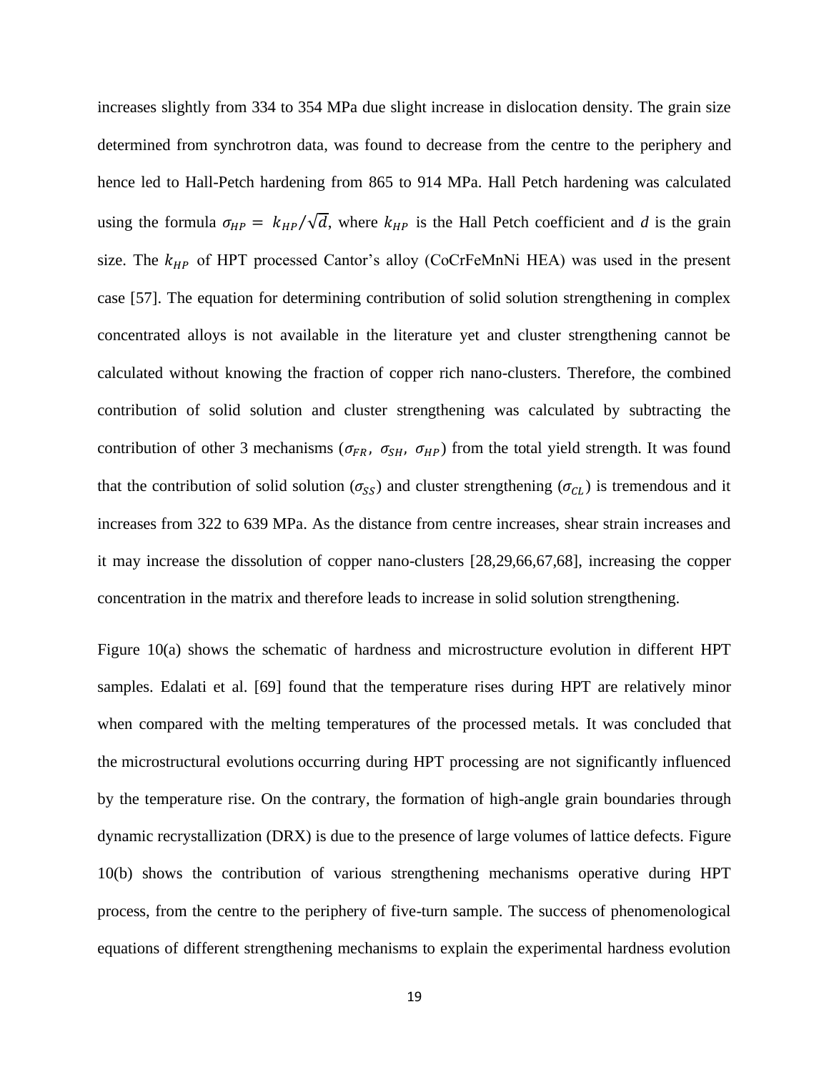increases slightly from 334 to 354 MPa due slight increase in dislocation density. The grain size determined from synchrotron data, was found to decrease from the centre to the periphery and hence led to Hall-Petch hardening from 865 to 914 MPa. Hall Petch hardening was calculated using the formula $\sigma_{HP} = k_{HP}/\sqrt{d}$, where $k_{HP}$ is the Hall Petch coefficient and $d$ is the grain size. The $k_{HP}$ of HPT processed Cantor's alloy (CoCrFeMnNi HEA) was used in the present case [57]. The equation for determining contribution of solid solution strengthening in complex concentrated alloys is not available in the literature yet and cluster strengthening cannot be calculated without knowing the fraction of copper rich nano-clusters. Therefore, the combined contribution of solid solution and cluster strengthening was calculated by subtracting the contribution of other 3 mechanisms ($\sigma_{FR}$, $\sigma_{SH}$, $\sigma_{HP}$) from the total yield strength. It was found that the contribution of solid solution ($\sigma_{SS}$) and cluster strengthening ($\sigma_{CL}$) is tremendous and it increases from 322 to 639 MPa. As the distance from centre increases, shear strain increases and it may increase the dissolution of copper nano-clusters [28,29,66,67,68], increasing the copper concentration in the matrix and therefore leads to increase in solid solution strengthening.

Figure 10(a) shows the schematic of hardness and microstructure evolution in different HPT samples. Edalati et al. [69] found that the temperature rises during HPT are relatively minor when compared with the melting temperatures of the processed metals. It was concluded that the microstructural evolutions occurring during HPT processing are not significantly influenced by the temperature rise. On the contrary, the formation of high-angle grain boundaries through dynamic recrystallization (DRX) is due to the presence of large volumes of lattice defects. Figure 10(b) shows the contribution of various strengthening mechanisms operative during HPT process, from the centre to the periphery of five-turn sample. The success of phenomenological equations of different strengthening mechanisms to explain the experimental hardness evolution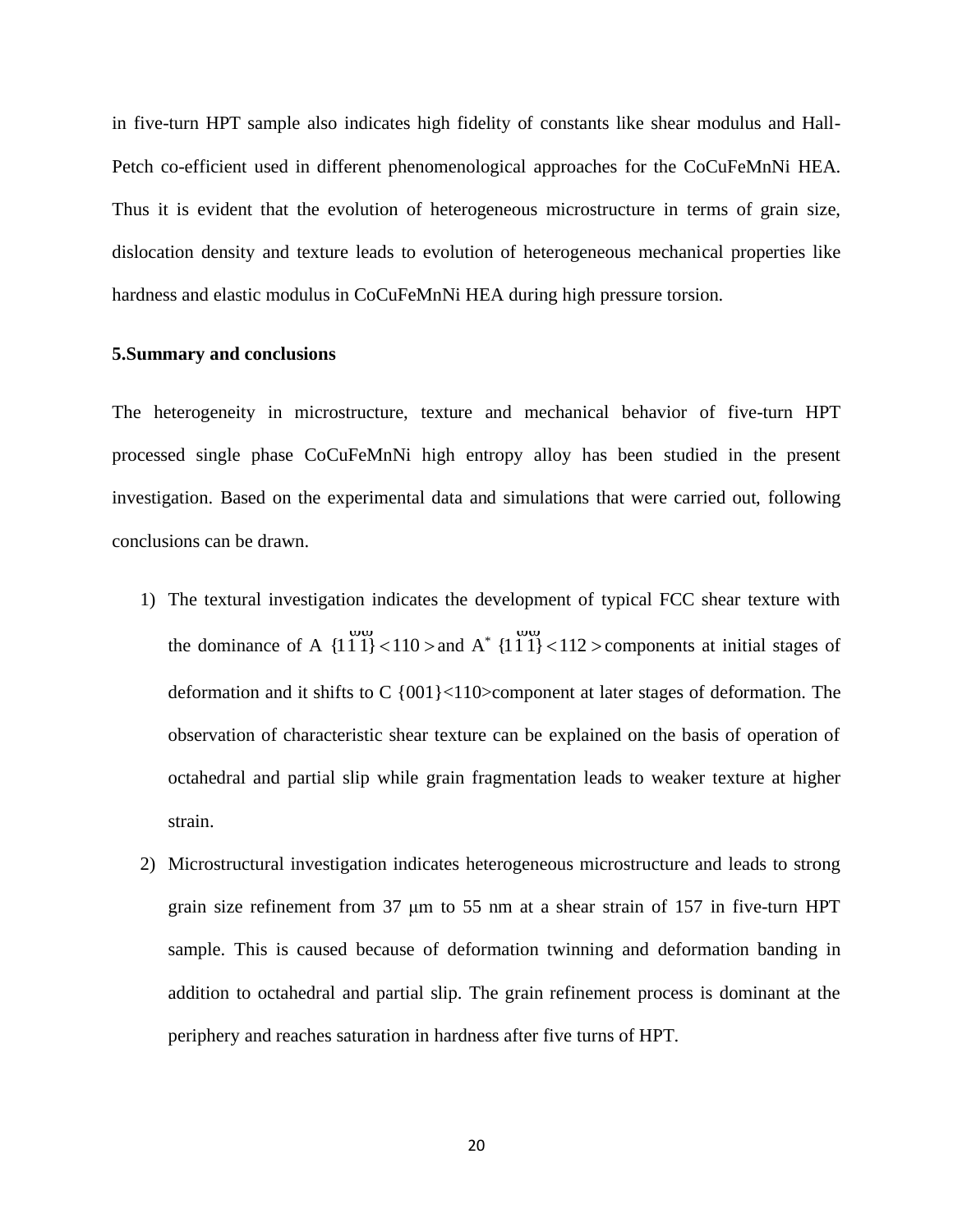in five-turn HPT sample also indicates high fidelity of constants like shear modulus and Hall-Petch co-efficient used in different phenomenological approaches for the CoCuFeMnNi HEA. Thus it is evident that the evolution of heterogeneous microstructure in terms of grain size, dislocation density and texture leads to evolution of heterogeneous mechanical properties like hardness and elastic modulus in CoCuFeMnNi HEA during high pressure torsion.

## 5.Summary and conclusions

The heterogeneity in microstructure, texture and mechanical behavior of five-turn HPT processed single phase CoCuFeMnNi high entropy alloy has been studied in the present investigation. Based on the experimental data and simulations that were carried out, following conclusions can be drawn.

1) The textural investigation indicates the development of typical FCC shear texture with the dominance of A $\{1\bar{1}\bar{1}\}<110>$ and A$^*$ $\{1\bar{1}\bar{1}\}<112>$ components at initial stages of deformation and it shifts to C {001}<110>component at later stages of deformation. The observation of characteristic shear texture can be explained on the basis of operation of octahedral and partial slip while grain fragmentation leads to weaker texture at higher strain.
2) Microstructural investigation indicates heterogeneous microstructure and leads to strong grain size refinement from 37 μm to 55 nm at a shear strain of 157 in five-turn HPT sample. This is caused because of deformation twinning and deformation banding in addition to octahedral and partial slip. The grain refinement process is dominant at the periphery and reaches saturation in hardness after five turns of HPT.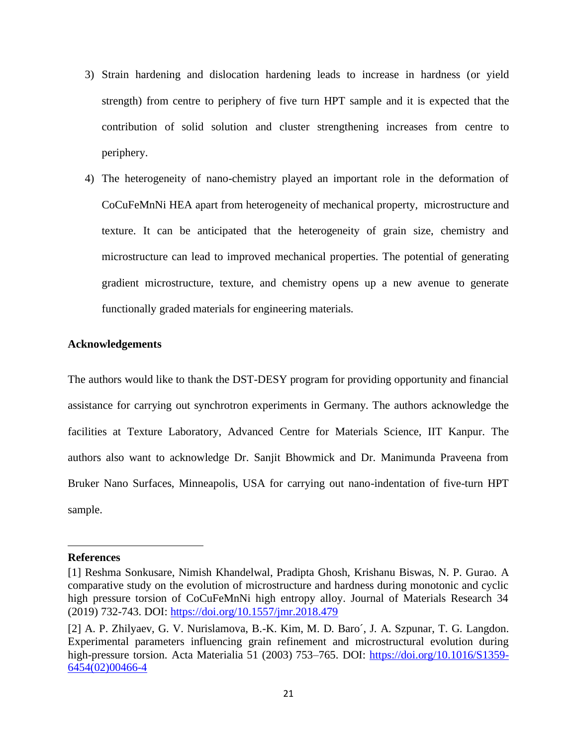3) Strain hardening and dislocation hardening leads to increase in hardness (or yield strength) from centre to periphery of five turn HPT sample and it is expected that the contribution of solid solution and cluster strengthening increases from centre to periphery.

4) The heterogeneity of nano-chemistry played an important role in the deformation of CoCuFeMnNi HEA apart from heterogeneity of mechanical property, microstructure and texture. It can be anticipated that the heterogeneity of grain size, chemistry and microstructure can lead to improved mechanical properties. The potential of generating gradient microstructure, texture, and chemistry opens up a new avenue to generate functionally graded materials for engineering materials.

**Acknowledgements**

The authors would like to thank the DST-DESY program for providing opportunity and financial assistance for carrying out synchrotron experiments in Germany. The authors acknowledge the facilities at Texture Laboratory, Advanced Centre for Materials Science, IIT Kanpur. The authors also want to acknowledge Dr. Sanjit Bhowmick and Dr. Manimunda Praveena from Bruker Nano Surfaces, Minneapolis, USA for carrying out nano-indentation of five-turn HPT sample.

**References**

[1] Reshma Sonkusare, Nimish Khandelwal, Pradipta Ghosh, Krishanu Biswas, N. P. Gurao. A comparative study on the evolution of microstructure and hardness during monotonic and cyclic high pressure torsion of CoCuFeMnNi high entropy alloy. Journal of Materials Research 34 (2019) 732-743. DOI: https://doi.org/10.1557/jmr.2018.479

[2] A. P. Zhilyaev, G. V. Nurislamova, B.-K. Kim, M. D. Baro´, J. A. Szpunar, T. G. Langdon. Experimental parameters influencing grain refinement and microstructural evolution during high-pressure torsion. Acta Materialia 51 (2003) 753–765. DOI: https://doi.org/10.1016/S1359-6454(02)00466-4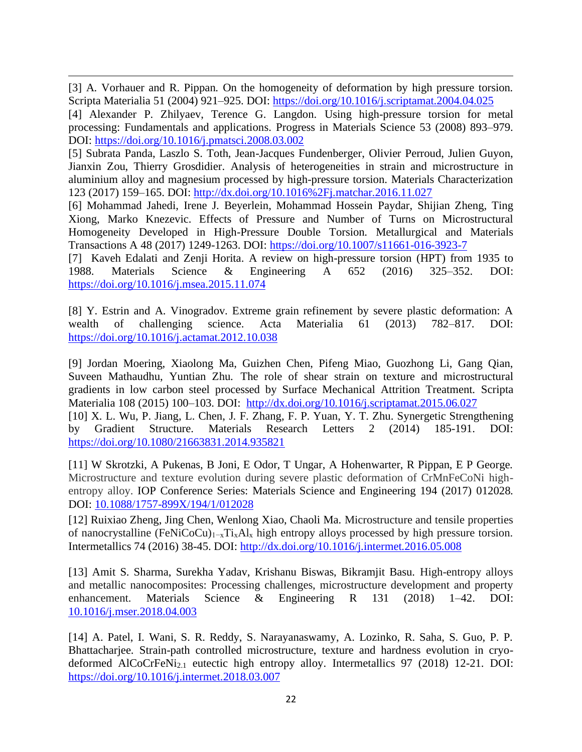[3] A. Vorhauer and R. Pippan. On the homogeneity of deformation by high pressure torsion. Scripta Materialia 51 (2004) 921–925. DOI: https://doi.org/10.1016/j.scriptamat.2004.04.025

[4] Alexander P. Zhilyaev, Terence G. Langdon. Using high-pressure torsion for metal processing: Fundamentals and applications. Progress in Materials Science 53 (2008) 893–979. DOI: https://doi.org/10.1016/j.pmatsci.2008.03.002

[5] Subrata Panda, Laszlo S. Toth, Jean-Jacques Fundenberger, Olivier Perroud, Julien Guyon, Jianxin Zou, Thierry Grosdidier. Analysis of heterogeneities in strain and microstructure in aluminium alloy and magnesium processed by high-pressure torsion. Materials Characterization 123 (2017) 159–165. DOI: http://dx.doi.org/10.1016%2Fj.matchar.2016.11.027

[6] Mohammad Jahedi, Irene J. Beyerlein, Mohammad Hossein Paydar, Shijian Zheng, Ting Xiong, Marko Knezevic. Effects of Pressure and Number of Turns on Microstructural Homogeneity Developed in High-Pressure Double Torsion. Metallurgical and Materials Transactions A 48 (2017) 1249-1263. DOI: https://doi.org/10.1007/s11661-016-3923-7

[7] Kaveh Edalati and Zenji Horita. A review on high-pressure torsion (HPT) from 1935 to 1988. Materials Science & Engineering A 652 (2016) 325–352. DOI: https://doi.org/10.1016/j.msea.2015.11.074

[8] Y. Estrin and A. Vinogradov. Extreme grain refinement by severe plastic deformation: A wealth of challenging science. Acta Materialia 61 (2013) 782–817. DOI: https://doi.org/10.1016/j.actamat.2012.10.038

[9] Jordan Moering, Xiaolong Ma, Guizhen Chen, Pifeng Miao, Guozhong Li, Gang Qian, Suveen Mathaudhu, Yuntian Zhu. The role of shear strain on texture and microstructural gradients in low carbon steel processed by Surface Mechanical Attrition Treatment. Scripta Materialia 108 (2015) 100–103. DOI: http://dx.doi.org/10.1016/j.scriptamat.2015.06.027

[10] X. L. Wu, P. Jiang, L. Chen, J. F. Zhang, F. P. Yuan, Y. T. Zhu. Synergetic Strengthening by Gradient Structure. Materials Research Letters 2 (2014) 185-191. DOI: https://doi.org/10.1080/21663831.2014.935821

[11] W Skrotzki, A Pukenas, B Joni, E Odor, T Ungar, A Hohenwarter, R Pippan, E P George. Microstructure and texture evolution during severe plastic deformation of CrMnFeCoNi high-entropy alloy. IOP Conference Series: Materials Science and Engineering 194 (2017) 012028. DOI: 10.1088/1757-899X/194/1/012028

[12] Ruixiao Zheng, Jing Chen, Wenlong Xiao, Chaoli Ma. Microstructure and tensile properties of nanocrystalline $(FeNiCoCu)_{1-x}Ti_xAl_x$ high entropy alloys processed by high pressure torsion. Intermetallics 74 (2016) 38-45. DOI: http://dx.doi.org/10.1016/j.intermet.2016.05.008

[13] Amit S. Sharma, Surekha Yadav, Krishanu Biswas, Bikramjit Basu. High-entropy alloys and metallic nanocomposites: Processing challenges, microstructure development and property enhancement. Materials Science & Engineering R 131 (2018) 1–42. DOI: 10.1016/j.mser.2018.04.003

[14] A. Patel, I. Wani, S. R. Reddy, S. Narayanaswamy, A. Lozinko, R. Saha, S. Guo, P. P. Bhattacharjee. Strain-path controlled microstructure, texture and hardness evolution in cryo-deformed $AlCoCrFeNi_{2.1}$ eutectic high entropy alloy. Intermetallics 97 (2018) 12-21. DOI: https://doi.org/10.1016/j.intermet.2018.03.007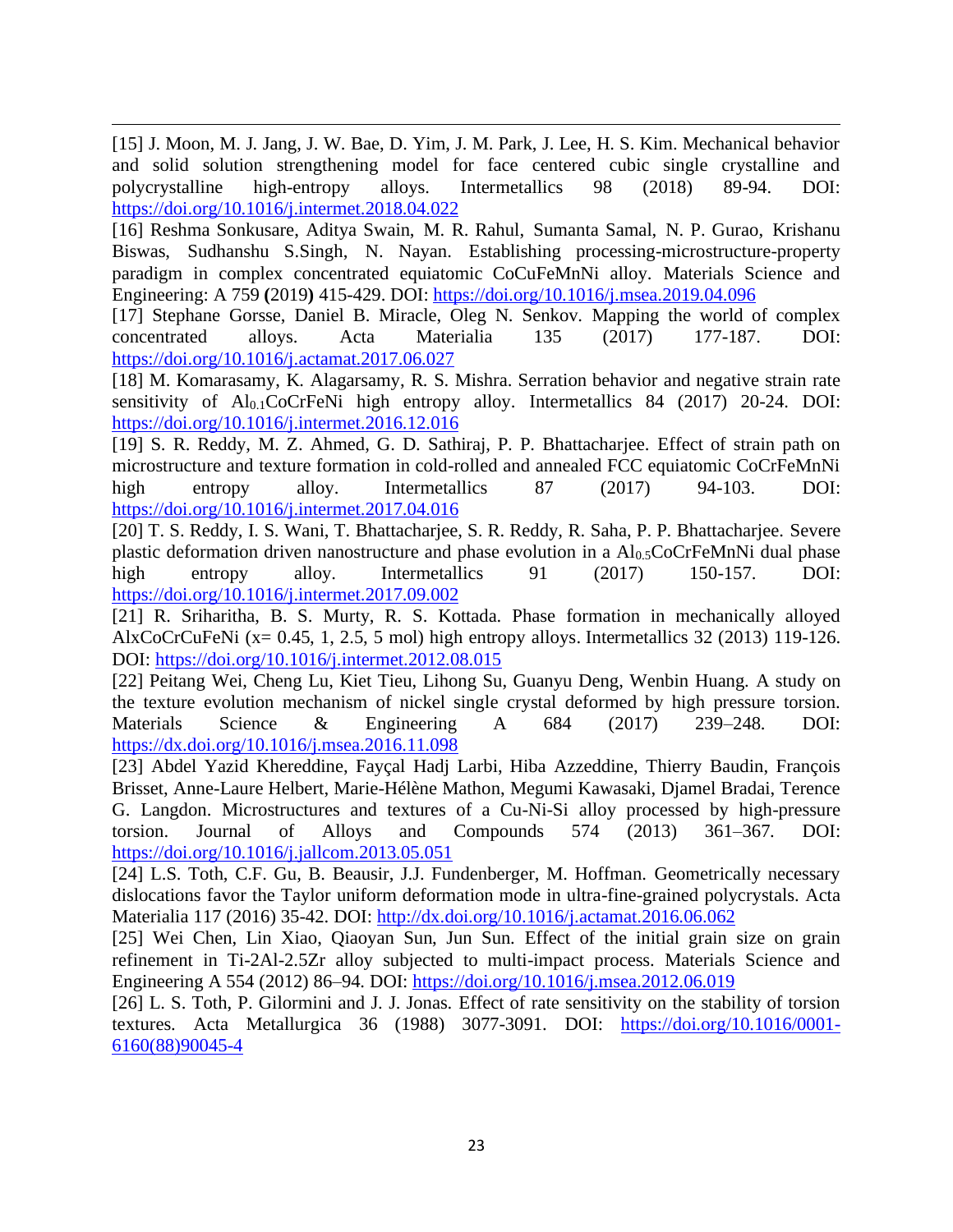[15] J. Moon, M. J. Jang, J. W. Bae, D. Yim, J. M. Park, J. Lee, H. S. Kim. Mechanical behavior and solid solution strengthening model for face centered cubic single crystalline and polycrystalline high-entropy alloys. Intermetallics 98 (2018) 89-94. DOI: https://doi.org/10.1016/j.intermet.2018.04.022

[16] Reshma Sonkusare, Aditya Swain, M. R. Rahul, Sumanta Samal, N. P. Gurao, Krishanu Biswas, Sudhanshu S.Singh, N. Nayan. Establishing processing-microstructure-property paradigm in complex concentrated equiatomic CoCuFeMnNi alloy. Materials Science and Engineering: A 759 **(**2019**)** 415-429. DOI: https://doi.org/10.1016/j.msea.2019.04.096

[17] Stephane Gorsse, Daniel B. Miracle, Oleg N. Senkov. Mapping the world of complex concentrated alloys. Acta Materialia 135 (2017) 177-187. DOI: https://doi.org/10.1016/j.actamat.2017.06.027

[18] M. Komarasamy, K. Alagarsamy, R. S. Mishra. Serration behavior and negative strain rate sensitivity of $Al_{0.1}$CoCrFeNi high entropy alloy. Intermetallics 84 (2017) 20-24. DOI: https://doi.org/10.1016/j.intermet.2016.12.016

[19] S. R. Reddy, M. Z. Ahmed, G. D. Sathiraj, P. P. Bhattacharjee. Effect of strain path on microstructure and texture formation in cold-rolled and annealed FCC equiatomic CoCrFeMnNi high entropy alloy. Intermetallics 87 (2017) 94-103. DOI: https://doi.org/10.1016/j.intermet.2017.04.016

[20] T. S. Reddy, I. S. Wani, T. Bhattacharjee, S. R. Reddy, R. Saha, P. P. Bhattacharjee. Severe plastic deformation driven nanostructure and phase evolution in a $Al_{0.5}$CoCrFeMnNi dual phase high entropy alloy. Intermetallics 91 (2017) 150-157. DOI: https://doi.org/10.1016/j.intermet.2017.09.002

[21] R. Sriharitha, B. S. Murty, R. S. Kottada. Phase formation in mechanically alloyed AlxCoCrCuFeNi (x= 0.45, 1, 2.5, 5 mol) high entropy alloys. Intermetallics 32 (2013) 119-126. DOI: https://doi.org/10.1016/j.intermet.2012.08.015

[22] Peitang Wei, Cheng Lu, Kiet Tieu, Lihong Su, Guanyu Deng, Wenbin Huang. A study on the texture evolution mechanism of nickel single crystal deformed by high pressure torsion. Materials Science & Engineering A 684 (2017) 239–248. DOI: https://dx.doi.org/10.1016/j.msea.2016.11.098

[23] Abdel Yazid Khereddine, Fayçal Hadj Larbi, Hiba Azzeddine, Thierry Baudin, François Brisset, Anne-Laure Helbert, Marie-Hélène Mathon, Megumi Kawasaki, Djamel Bradai, Terence G. Langdon. Microstructures and textures of a Cu-Ni-Si alloy processed by high-pressure torsion. Journal of Alloys and Compounds 574 (2013) 361–367. DOI: https://doi.org/10.1016/j.jallcom.2013.05.051

[24] L.S. Toth, C.F. Gu, B. Beausir, J.J. Fundenberger, M. Hoffman. Geometrically necessary dislocations favor the Taylor uniform deformation mode in ultra-fine-grained polycrystals. Acta Materialia 117 (2016) 35-42. DOI: http://dx.doi.org/10.1016/j.actamat.2016.06.062

[25] Wei Chen, Lin Xiao, Qiaoyan Sun, Jun Sun. Effect of the initial grain size on grain refinement in Ti-2Al-2.5Zr alloy subjected to multi-impact process. Materials Science and Engineering A 554 (2012) 86–94. DOI: https://doi.org/10.1016/j.msea.2012.06.019

[26] L. S. Toth, P. Gilormini and J. J. Jonas. Effect of rate sensitivity on the stability of torsion textures. Acta Metallurgica 36 (1988) 3077-3091. DOI: https://doi.org/10.1016/0001-6160(88)90045-4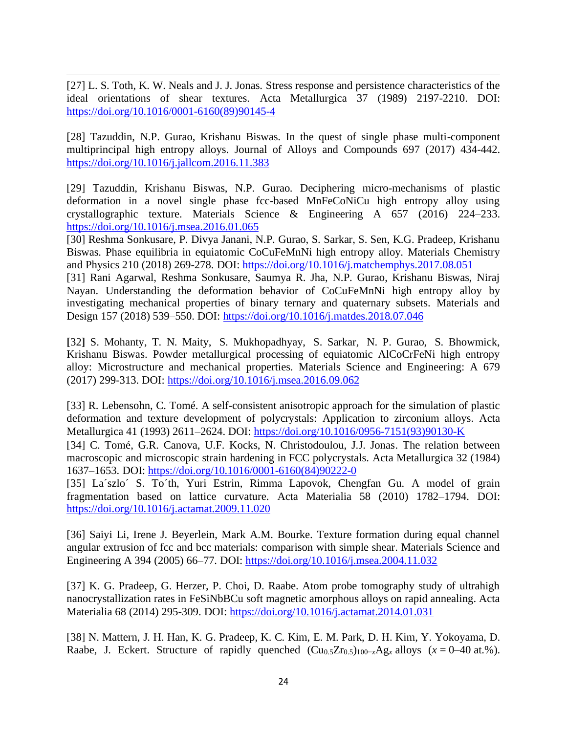[27] L. S. Toth, K. W. Neals and J. J. Jonas. Stress response and persistence characteristics of the ideal orientations of shear textures. Acta Metallurgica 37 (1989) 2197-2210. DOI: https://doi.org/10.1016/0001-6160(89)90145-4

[28] Tazuddin, N.P. Gurao, Krishanu Biswas. In the quest of single phase multi-component multiprincipal high entropy alloys. Journal of Alloys and Compounds 697 (2017) 434-442. https://doi.org/10.1016/j.jallcom.2016.11.383

[29] Tazuddin, Krishanu Biswas, N.P. Gurao. Deciphering micro-mechanisms of plastic deformation in a novel single phase fcc-based MnFeCoNiCu high entropy alloy using crystallographic texture. Materials Science & Engineering A 657 (2016) 224–233. https://doi.org/10.1016/j.msea.2016.01.065

[30] Reshma Sonkusare, P. Divya Janani, N.P. Gurao, S. Sarkar, S. Sen, K.G. Pradeep, Krishanu Biswas. Phase equilibria in equiatomic CoCuFeMnNi high entropy alloy. Materials Chemistry and Physics 210 (2018) 269-278. DOI: https://doi.org/10.1016/j.matchemphys.2017.08.051

[31] Rani Agarwal, Reshma Sonkusare, Saumya R. Jha, N.P. Gurao, Krishanu Biswas, Niraj Nayan. Understanding the deformation behavior of CoCuFeMnNi high entropy alloy by investigating mechanical properties of binary ternary and quaternary subsets. Materials and Design 157 (2018) 539–550. DOI: https://doi.org/10.1016/j.matdes.2018.07.046

[32] S. Mohanty, T. N. Maity, S. Mukhopadhyay, S. Sarkar, N. P. Gurao, S. Bhowmick, Krishanu Biswas. Powder metallurgical processing of equiatomic AlCoCrFeNi high entropy alloy: Microstructure and mechanical properties. Materials Science and Engineering: A 679 (2017) 299-313. DOI: https://doi.org/10.1016/j.msea.2016.09.062

[33] R. Lebensohn, C. Tomé. A self-consistent anisotropic approach for the simulation of plastic deformation and texture development of polycrystals: Application to zirconium alloys. Acta Metallurgica 41 (1993) 2611–2624. DOI: https://doi.org/10.1016/0956-7151(93)90130-K

[34] C. Tomé, G.R. Canova, U.F. Kocks, N. Christodoulou, J.J. Jonas. The relation between macroscopic and microscopic strain hardening in FCC polycrystals. Acta Metallurgica 32 (1984) 1637–1653. DOI: https://doi.org/10.1016/0001-6160(84)90222-0

[35] La´szlo´ S. To´th, Yuri Estrin, Rimma Lapovok, Chengfan Gu. A model of grain fragmentation based on lattice curvature. Acta Materialia 58 (2010) 1782–1794. DOI: https://doi.org/10.1016/j.actamat.2009.11.020

[36] Saiyi Li, Irene J. Beyerlein, Mark A.M. Bourke. Texture formation during equal channel angular extrusion of fcc and bcc materials: comparison with simple shear. Materials Science and Engineering A 394 (2005) 66–77. DOI: https://doi.org/10.1016/j.msea.2004.11.032

[37] K. G. Pradeep, G. Herzer, P. Choi, D. Raabe. Atom probe tomography study of ultrahigh nanocrystallization rates in FeSiNbBCu soft magnetic amorphous alloys on rapid annealing. Acta Materialia 68 (2014) 295-309. DOI: https://doi.org/10.1016/j.actamat.2014.01.031

[38] N. Mattern, J. H. Han, K. G. Pradeep, K. C. Kim, E. M. Park, D. H. Kim, Y. Yokoyama, D. Raabe, J. Eckert. Structure of rapidly quenched $(Cu_{0.5}Zr_{0.5})_{100-x}Ag_x$ alloys ($x$ = 0–40 at.%).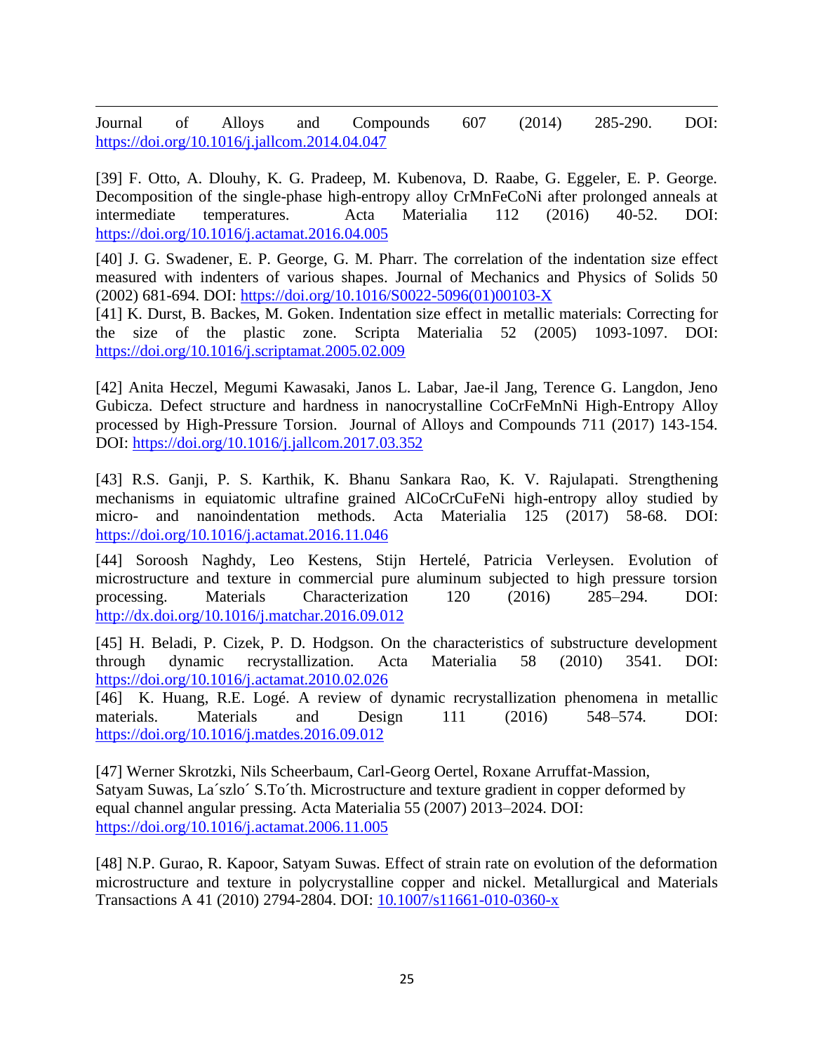Journal of Alloys and Compounds 607 (2014) 285-290. DOI: https://doi.org/10.1016/j.jallcom.2014.04.047

[39] F. Otto, A. Dlouhy, K. G. Pradeep, M. Kubenova, D. Raabe, G. Eggeler, E. P. George. Decomposition of the single-phase high-entropy alloy CrMnFeCoNi after prolonged anneals at intermediate temperatures. Acta Materialia 112 (2016) 40-52. DOI: https://doi.org/10.1016/j.actamat.2016.04.005

[40] J. G. Swadener, E. P. George, G. M. Pharr. The correlation of the indentation size effect measured with indenters of various shapes. Journal of Mechanics and Physics of Solids 50 (2002) 681-694. DOI: https://doi.org/10.1016/S0022-5096(01)00103-X

[41] K. Durst, B. Backes, M. Goken. Indentation size effect in metallic materials: Correcting for the size of the plastic zone. Scripta Materialia 52 (2005) 1093-1097. DOI: https://doi.org/10.1016/j.scriptamat.2005.02.009

[42] Anita Heczel, Megumi Kawasaki, Janos L. Labar, Jae-il Jang, Terence G. Langdon, Jeno Gubicza. Defect structure and hardness in nanocrystalline CoCrFeMnNi High-Entropy Alloy processed by High-Pressure Torsion. Journal of Alloys and Compounds 711 (2017) 143-154. DOI: https://doi.org/10.1016/j.jallcom.2017.03.352

[43] R.S. Ganji, P. S. Karthik, K. Bhanu Sankara Rao, K. V. Rajulapati. Strengthening mechanisms in equiatomic ultrafine grained AlCoCrCuFeNi high-entropy alloy studied by micro- and nanoindentation methods. Acta Materialia 125 (2017) 58-68. DOI: https://doi.org/10.1016/j.actamat.2016.11.046

[44] Soroosh Naghdy, Leo Kestens, Stijn Hertelé, Patricia Verleysen. Evolution of microstructure and texture in commercial pure aluminum subjected to high pressure torsion processing. Materials Characterization 120 (2016) 285–294. DOI: http://dx.doi.org/10.1016/j.matchar.2016.09.012

[45] H. Beladi, P. Cizek, P. D. Hodgson. On the characteristics of substructure development through dynamic recrystallization. Acta Materialia 58 (2010) 3541. DOI: https://doi.org/10.1016/j.actamat.2010.02.026

[46] K. Huang, R.E. Logé. A review of dynamic recrystallization phenomena in metallic materials. Materials and Design 111 (2016) 548–574. DOI: https://doi.org/10.1016/j.matdes.2016.09.012

[47] Werner Skrotzki, Nils Scheerbaum, Carl-Georg Oertel, Roxane Arruffat-Massion, Satyam Suwas, La´szlo´ S.To´th. Microstructure and texture gradient in copper deformed by equal channel angular pressing. Acta Materialia 55 (2007) 2013–2024. DOI: https://doi.org/10.1016/j.actamat.2006.11.005

[48] N.P. Gurao, R. Kapoor, Satyam Suwas. Effect of strain rate on evolution of the deformation microstructure and texture in polycrystalline copper and nickel. Metallurgical and Materials Transactions A 41 (2010) 2794-2804. DOI: 10.1007/s11661-010-0360-x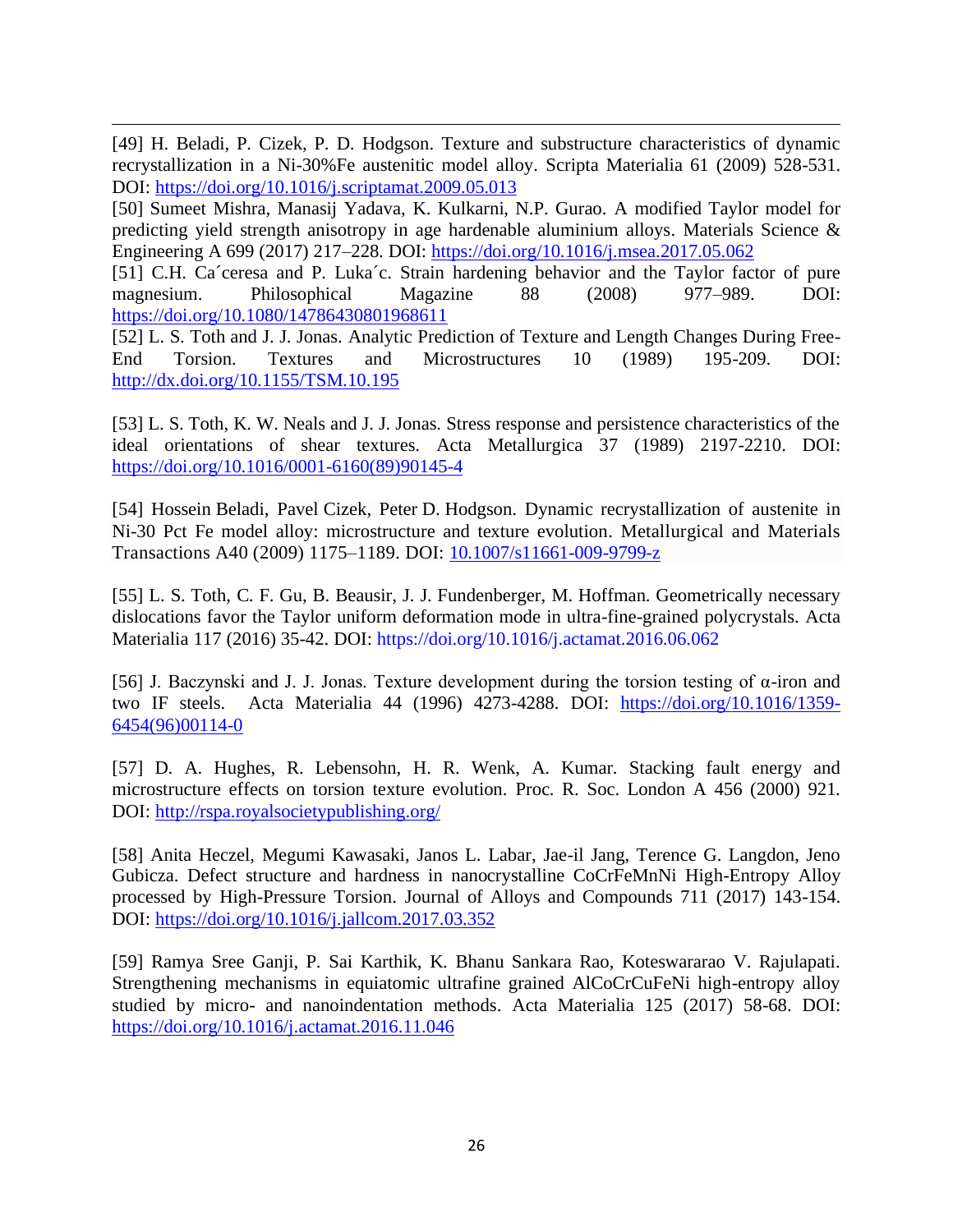[49] H. Beladi, P. Cizek, P. D. Hodgson. Texture and substructure characteristics of dynamic recrystallization in a Ni-30%Fe austenitic model alloy. Scripta Materialia 61 (2009) 528-531. DOI: https://doi.org/10.1016/j.scriptamat.2009.05.013

[50] Sumeet Mishra, Manasij Yadava, K. Kulkarni, N.P. Gurao. A modified Taylor model for predicting yield strength anisotropy in age hardenable aluminium alloys. Materials Science & Engineering A 699 (2017) 217–228. DOI: https://doi.org/10.1016/j.msea.2017.05.062

[51] C.H. Ca´ceresa and P. Luka´c. Strain hardening behavior and the Taylor factor of pure magnesium. Philosophical Magazine 88 (2008) 977–989. DOI: https://doi.org/10.1080/14786430801968611

[52] L. S. Toth and J. J. Jonas. Analytic Prediction of Texture and Length Changes During Free-End Torsion. Textures and Microstructures 10 (1989) 195-209. DOI: http://dx.doi.org/10.1155/TSM.10.195

[53] L. S. Toth, K. W. Neals and J. J. Jonas. Stress response and persistence characteristics of the ideal orientations of shear textures. Acta Metallurgica 37 (1989) 2197-2210. DOI: https://doi.org/10.1016/0001-6160(89)90145-4

[54] Hossein Beladi, Pavel Cizek, Peter D. Hodgson. Dynamic recrystallization of austenite in Ni-30 Pct Fe model alloy: microstructure and texture evolution. Metallurgical and Materials Transactions A40 (2009) 1175–1189. DOI: 10.1007/s11661-009-9799-z

[55] L. S. Toth, C. F. Gu, B. Beausir, J. J. Fundenberger, M. Hoffman. Geometrically necessary dislocations favor the Taylor uniform deformation mode in ultra-fine-grained polycrystals. Acta Materialia 117 (2016) 35-42. DOI: https://doi.org/10.1016/j.actamat.2016.06.062

[56] J. Baczynski and J. J. Jonas. Texture development during the torsion testing of α-iron and two IF steels. Acta Materialia 44 (1996) 4273-4288. DOI: https://doi.org/10.1016/1359-6454(96)00114-0

[57] D. A. Hughes, R. Lebensohn, H. R. Wenk, A. Kumar. Stacking fault energy and microstructure effects on torsion texture evolution. Proc. R. Soc. London A 456 (2000) 921. DOI: http://rspa.royalsocietypublishing.org/

[58] Anita Heczel, Megumi Kawasaki, Janos L. Labar, Jae-il Jang, Terence G. Langdon, Jeno Gubicza. Defect structure and hardness in nanocrystalline CoCrFeMnNi High-Entropy Alloy processed by High-Pressure Torsion. Journal of Alloys and Compounds 711 (2017) 143-154. DOI: https://doi.org/10.1016/j.jallcom.2017.03.352

[59] Ramya Sree Ganji, P. Sai Karthik, K. Bhanu Sankara Rao, Koteswararao V. Rajulapati. Strengthening mechanisms in equiatomic ultrafine grained AlCoCrCuFeNi high-entropy alloy studied by micro- and nanoindentation methods. Acta Materialia 125 (2017) 58-68. DOI: https://doi.org/10.1016/j.actamat.2016.11.046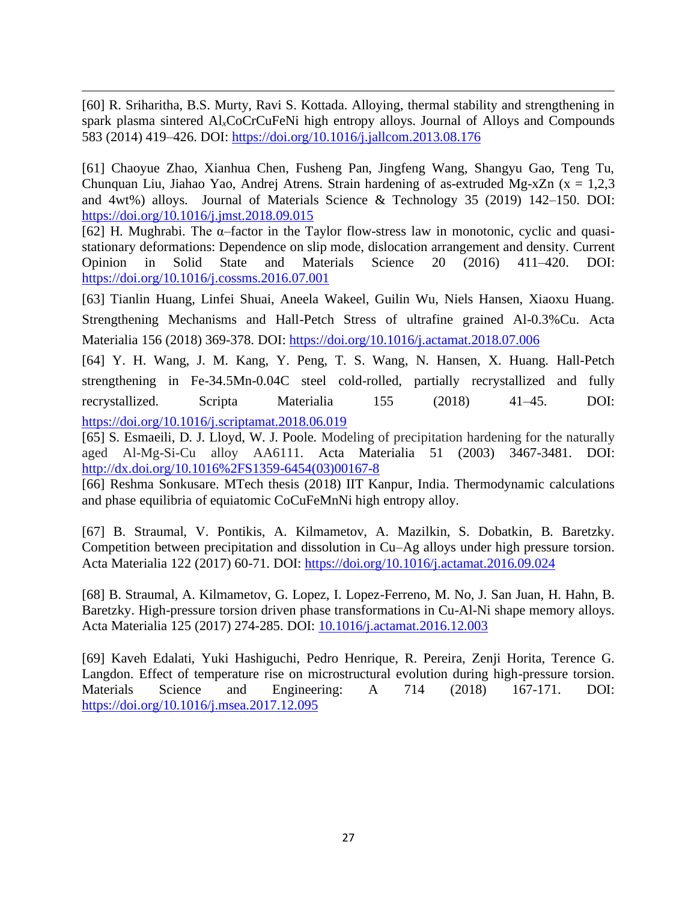[60] R. Sriharitha, B.S. Murty, Ravi S. Kottada. Alloying, thermal stability and strengthening in spark plasma sintered $Al_x$CoCrCuFeNi high entropy alloys. Journal of Alloys and Compounds 583 (2014) 419–426. DOI: https://doi.org/10.1016/j.jallcom.2013.08.176

[61] Chaoyue Zhao, Xianhua Chen, Fusheng Pan, Jingfeng Wang, Shangyu Gao, Teng Tu, Chunquan Liu, Jiahao Yao, Andrej Atrens. Strain hardening of as-extruded Mg-xZn (x = 1,2,3 and 4wt%) alloys. Journal of Materials Science & Technology 35 (2019) 142–150. DOI: https://doi.org/10.1016/j.jmst.2018.09.015

[62] H. Mughrabi. The α–factor in the Taylor flow-stress law in monotonic, cyclic and quasi-stationary deformations: Dependence on slip mode, dislocation arrangement and density. Current Opinion in Solid State and Materials Science 20 (2016) 411–420. DOI: https://doi.org/10.1016/j.cossms.2016.07.001

[63] Tianlin Huang, Linfei Shuai, Aneela Wakeel, Guilin Wu, Niels Hansen, Xiaoxu Huang. Strengthening Mechanisms and Hall-Petch Stress of ultrafine grained Al-0.3%Cu. Acta Materialia 156 (2018) 369-378. DOI: https://doi.org/10.1016/j.actamat.2018.07.006

[64] Y. H. Wang, J. M. Kang, Y. Peng, T. S. Wang, N. Hansen, X. Huang. Hall-Petch strengthening in Fe-34.5Mn-0.04C steel cold-rolled, partially recrystallized and fully recrystallized. Scripta Materialia 155 (2018) 41–45. DOI: https://doi.org/10.1016/j.scriptamat.2018.06.019

[65] S. Esmaeili, D. J. Lloyd, W. J. Poole. Modeling of precipitation hardening for the naturally aged Al-Mg-Si-Cu alloy AA6111. Acta Materialia 51 (2003) 3467-3481. DOI: http://dx.doi.org/10.1016%2FS1359-6454(03)00167-8

[66] Reshma Sonkusare. MTech thesis (2018) IIT Kanpur, India. Thermodynamic calculations and phase equilibria of equiatomic CoCuFeMnNi high entropy alloy.

[67] B. Straumal, V. Pontikis, A. Kilmametov, A. Mazilkin, S. Dobatkin, B. Baretzky. Competition between precipitation and dissolution in Cu–Ag alloys under high pressure torsion. Acta Materialia 122 (2017) 60-71. DOI: https://doi.org/10.1016/j.actamat.2016.09.024

[68] B. Straumal, A. Kilmametov, G. Lopez, I. Lopez-Ferreno, M. No, J. San Juan, H. Hahn, B. Baretzky. High-pressure torsion driven phase transformations in Cu-Al-Ni shape memory alloys. Acta Materialia 125 (2017) 274-285. DOI: 10.1016/j.actamat.2016.12.003

[69] Kaveh Edalati, Yuki Hashiguchi, Pedro Henrique, R. Pereira, Zenji Horita, Terence G. Langdon. Effect of temperature rise on microstructural evolution during high-pressure torsion. Materials Science and Engineering: A 714 (2018) 167-171. DOI: https://doi.org/10.1016/j.msea.2017.12.095